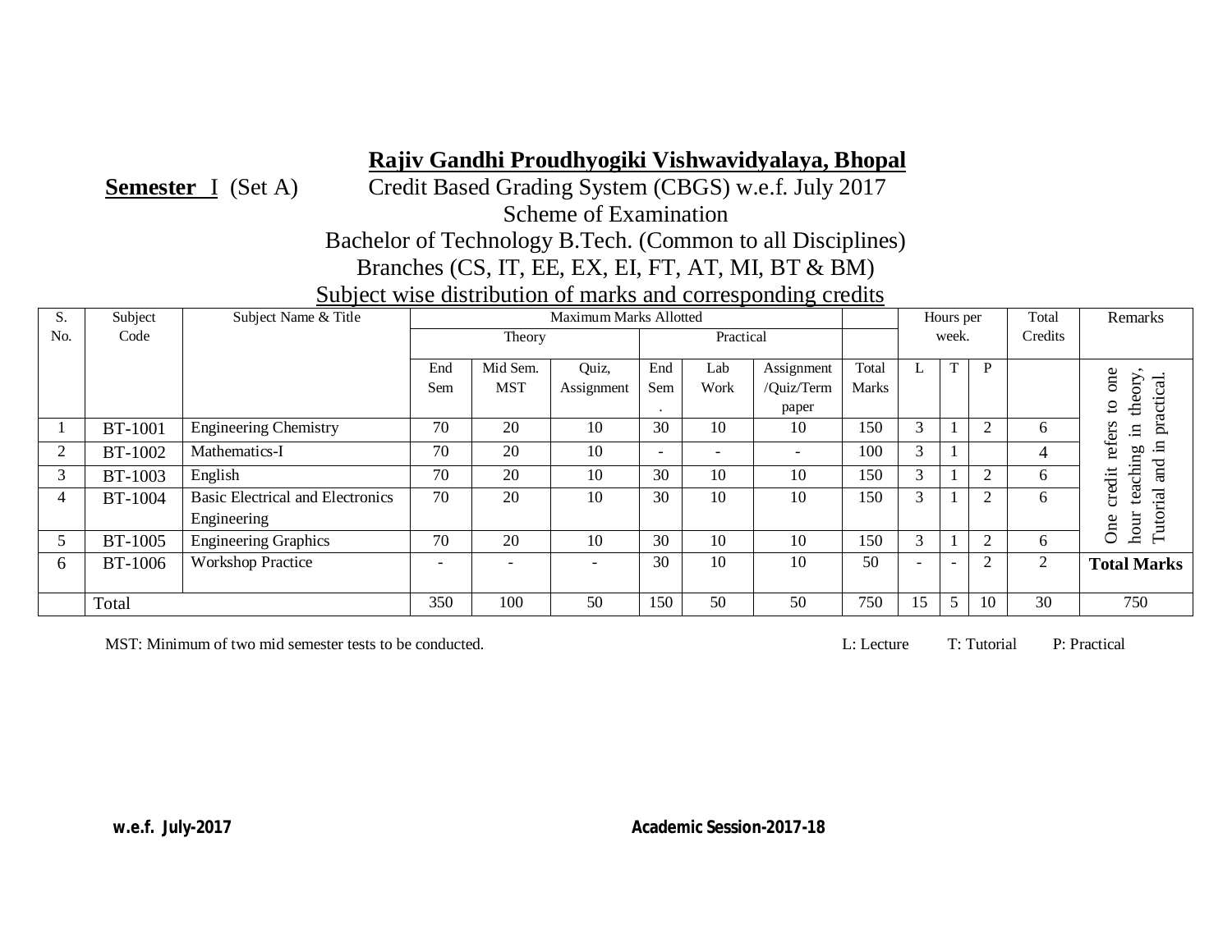# Rajiv Gandhi Proudhyogiki Vishwavidyalaya, Bhopal

**Semester** I (Set A) Credit Based Grading System (CBGS) w.e.f. July 2017

Scheme of Examination

Bachelor of Technology B.Tech. (Common to all Disciplines)

Branches (CS, IT, EE, EX, EI, FT, AT, MI, BT & BM)

Subject wise distribution of marks and corresponding credits

| S. No. | Subject Code | Subject Name & Title | Maximum Marks Allotted | | | | | | | Hours per week. | | | Total Credits | Remarks |
|---|---|---|---|---|---|---|---|---|---|---|---|---|---|---|
| | | | Theory | | | Practical | | | | | | | | |
| | | | End Sem | Mid Sem. MST | Quiz, Assignment | End Sem. | Lab Work | Assignment /Quiz/Term paper | Total Marks | L | T | P | | |
| 1 | BT-1001 | Engineering Chemistry | 70 | 20 | 10 | 30 | 10 | 10 | 150 | 3 | 1 | 2 | 6 | One credit refers to one hour teaching in theory, Tutorial and in practical. |
| 2 | BT-1002 | Mathematics-I | 70 | 20 | 10 | - | - | - | 100 | 3 | 1 | | 4 | |
| 3 | BT-1003 | English | 70 | 20 | 10 | 30 | 10 | 10 | 150 | 3 | 1 | 2 | 6 | |
| 4 | BT-1004 | Basic Electrical and Electronics Engineering | 70 | 20 | 10 | 30 | 10 | 10 | 150 | 3 | 1 | 2 | 6 | |
| 5 | BT-1005 | Engineering Graphics | 70 | 20 | 10 | 30 | 10 | 10 | 150 | 3 | 1 | 2 | 6 | |
| 6 | BT-1006 | Workshop Practice | - | - | - | 30 | 10 | 10 | 50 | - | - | 2 | 2 | **Total Marks** |
| | Total | | 350 | 100 | 50 | 150 | 50 | 50 | 750 | 15 | 5 | 10 | 30 | 750 |

MST: Minimum of two mid semester tests to be conducted. L: Lecture T: Tutorial P: Practical

**w.e.f. July-2017** **Academic Session-2017-18**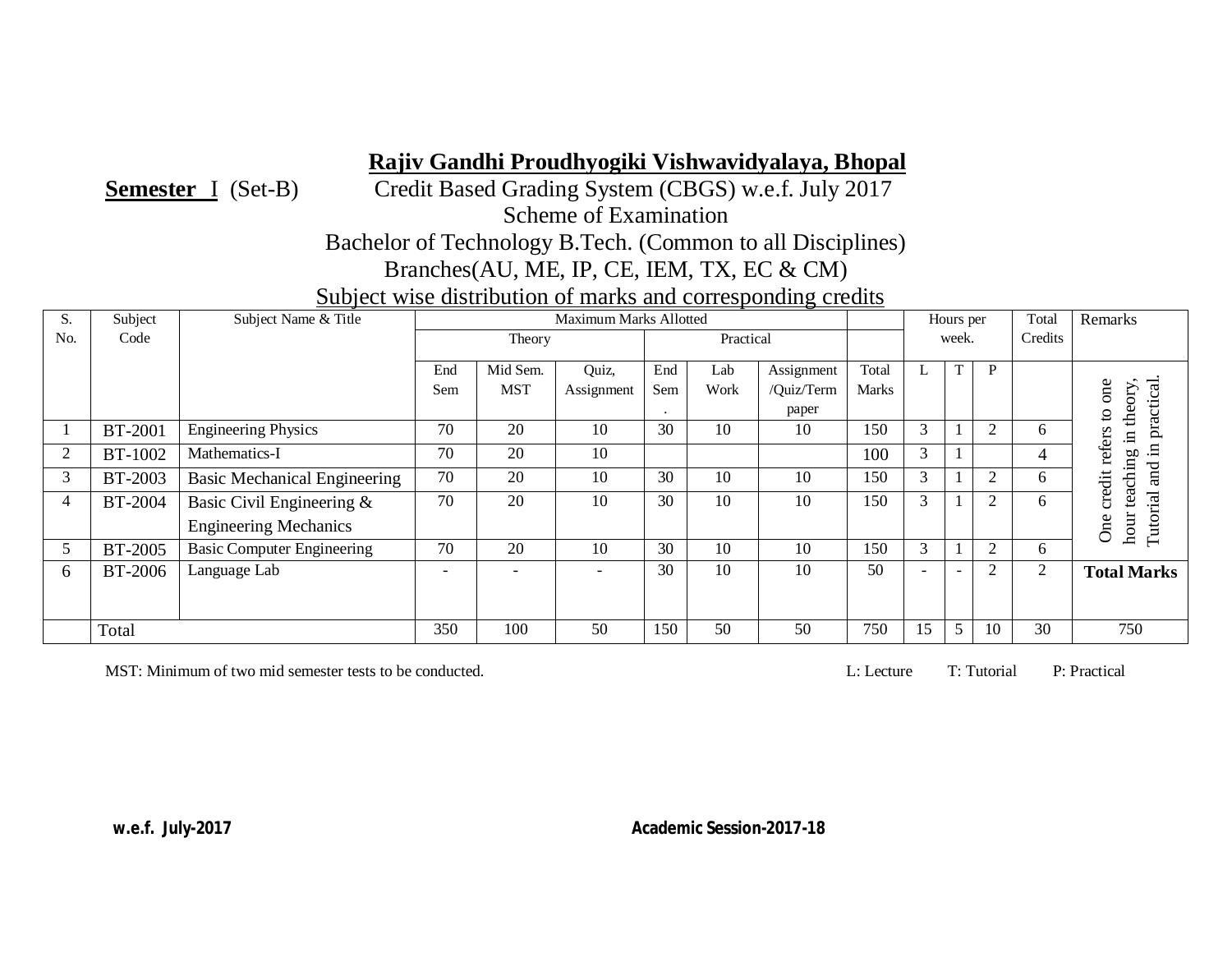# Rajiv Gandhi Proudhyogiki Vishwavidyalaya, Bhopal

**Semester** I (Set-B) Credit Based Grading System (CBGS) w.e.f. July 2017

Scheme of Examination

Bachelor of Technology B.Tech. (Common to all Disciplines)

Branches(AU, ME, IP, CE, IEM, TX, EC & CM)

Subject wise distribution of marks and corresponding credits

| S. No. | Subject Code | Subject Name & Title | Maximum Marks Allotted | | | | | | | Hours per week. | | | Total Credits | Remarks |
|---|---|---|---|---|---|---|---|---|---|---|---|---|---|---|
| | | | Theory | | | Practical | | | | | | | | |
| | | | End Sem | Mid Sem. MST | Quiz, Assignment | End Sem. | Lab Work | Assignment /Quiz/Term paper | Total Marks | L | T | P | | |
| 1 | BT-2001 | Engineering Physics | 70 | 20 | 10 | 30 | 10 | 10 | 150 | 3 | 1 | 2 | 6 | One credit refers to one hour teaching in theory, Tutorial and in practical. |
| 2 | BT-1002 | Mathematics-I | 70 | 20 | 10 | | | | 100 | 3 | 1 | | 4 | |
| 3 | BT-2003 | Basic Mechanical Engineering | 70 | 20 | 10 | 30 | 10 | 10 | 150 | 3 | 1 | 2 | 6 | |
| 4 | BT-2004 | Basic Civil Engineering & Engineering Mechanics | 70 | 20 | 10 | 30 | 10 | 10 | 150 | 3 | 1 | 2 | 6 | |
| 5 | BT-2005 | Basic Computer Engineering | 70 | 20 | 10 | 30 | 10 | 10 | 150 | 3 | 1 | 2 | 6 | |
| 6 | BT-2006 | Language Lab | - | - | - | 30 | 10 | 10 | 50 | - | - | 2 | 2 | **Total Marks** |
| | Total | | 350 | 100 | 50 | 150 | 50 | 50 | 750 | 15 | 5 | 10 | 30 | 750 |

MST: Minimum of two mid semester tests to be conducted. L: Lecture T: Tutorial P: Practical

**w.e.f. July-2017** **Academic Session-2017-18**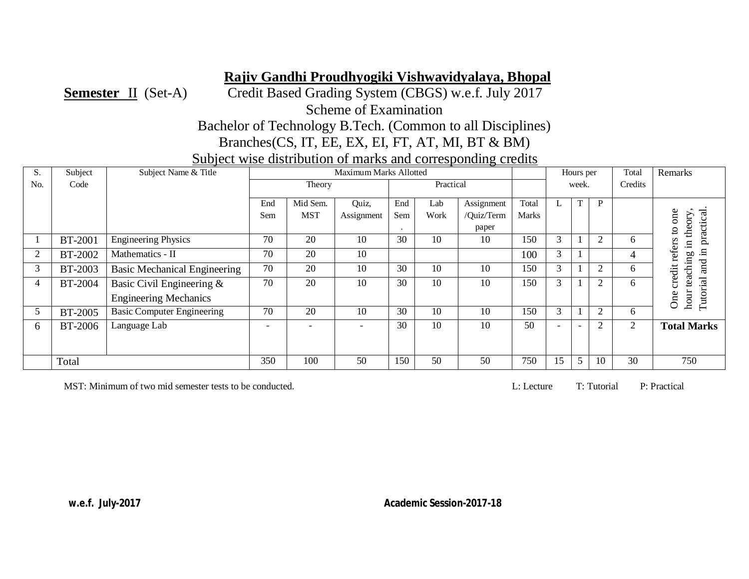# Rajiv Gandhi Proudhyogiki Vishwavidyalaya, Bhopal

**Semester** II (Set-A) Credit Based Grading System (CBGS) w.e.f. July 2017

Scheme of Examination

Bachelor of Technology B.Tech. (Common to all Disciplines)

Branches(CS, IT, EE, EX, EI, FT, AT, MI, BT & BM)

Subject wise distribution of marks and corresponding credits

| S. No. | Subject Code | Subject Name & Title | Maximum Marks Allotted | | | | | | | Hours per week. | | | Total Credits | Remarks |
|---|---|---|---|---|---|---|---|---|---|---|---|---|---|---|
| | | | Theory | | | Practical | | | | | | | | |
| | | | End Sem | Mid Sem. MST | Quiz, Assignment | End Sem. | Lab Work | Assignment /Quiz/Term paper | Total Marks | L | T | P | | |
| 1 | BT-2001 | Engineering Physics | 70 | 20 | 10 | 30 | 10 | 10 | 150 | 3 | 1 | 2 | 6 | One credit refers to one hour teaching in theory, Tutorial and in practical. |
| 2 | BT-2002 | Mathematics - II | 70 | 20 | 10 | | | | 100 | 3 | 1 | | 4 | |
| 3 | BT-2003 | Basic Mechanical Engineering | 70 | 20 | 10 | 30 | 10 | 10 | 150 | 3 | 1 | 2 | 6 | |
| 4 | BT-2004 | Basic Civil Engineering & Engineering Mechanics | 70 | 20 | 10 | 30 | 10 | 10 | 150 | 3 | 1 | 2 | 6 | |
| 5 | BT-2005 | Basic Computer Engineering | 70 | 20 | 10 | 30 | 10 | 10 | 150 | 3 | 1 | 2 | 6 | |
| 6 | BT-2006 | Language Lab | - | - | - | 30 | 10 | 10 | 50 | - | - | 2 | 2 | **Total Marks** |
| | Total | | 350 | 100 | 50 | 150 | 50 | 50 | 750 | 15 | 5 | 10 | 30 | 750 |

MST: Minimum of two mid semester tests to be conducted.

L: Lecture T: Tutorial P: Practical

**w.e.f. July-2017** **Academic Session-2017-18**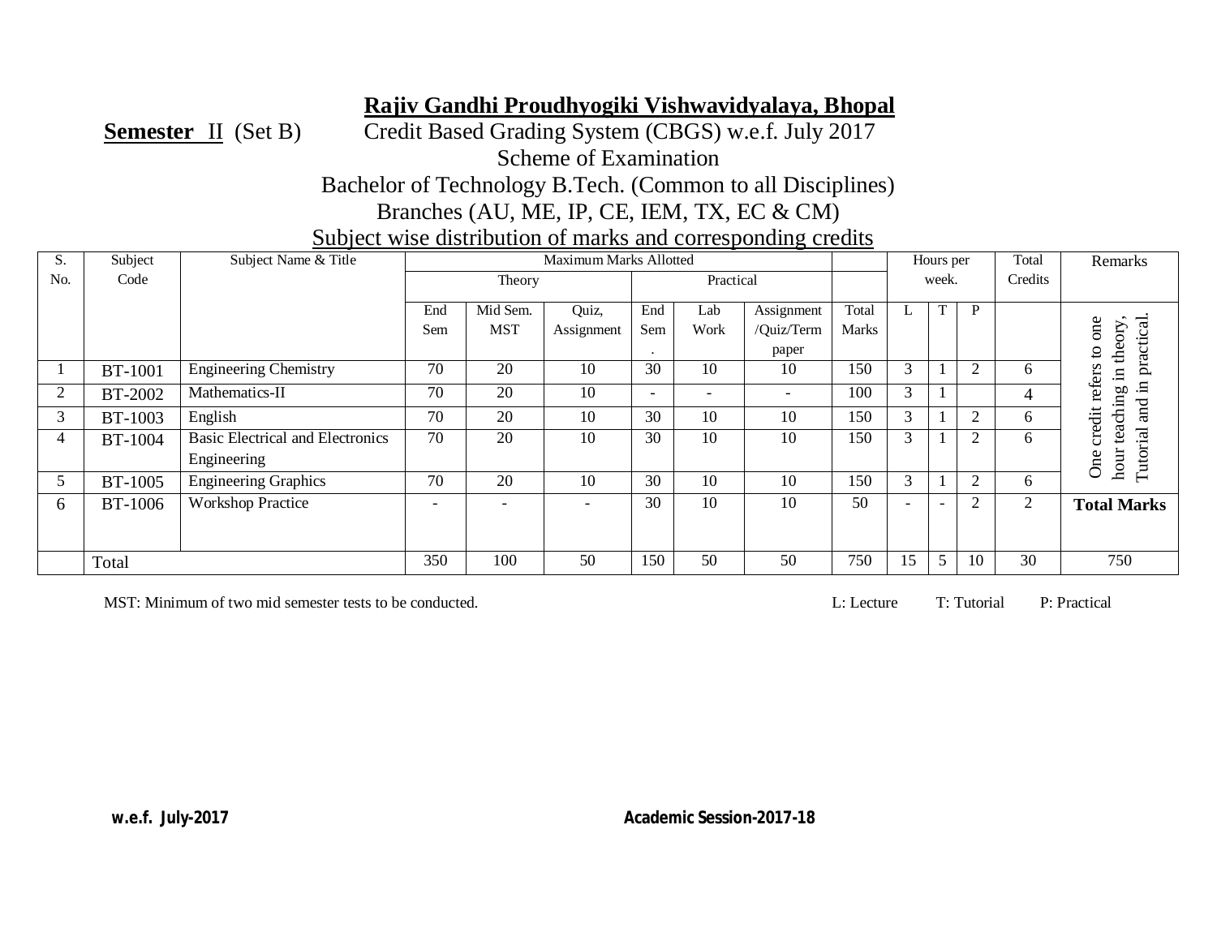## Rajiv Gandhi Proudhyogiki Vishwavidyalaya, Bhopal

**Semester** II (Set B) Credit Based Grading System (CBGS) w.e.f. July 2017

Scheme of Examination

Bachelor of Technology B.Tech. (Common to all Disciplines)

Branches (AU, ME, IP, CE, IEM, TX, EC & CM)

Subject wise distribution of marks and corresponding credits

| S. No. | Subject Code | Subject Name & Title | Maximum Marks Allotted | | | | | | | Hours per week. | | | Total Credits | Remarks |
|---|---|---|---|---|---|---|---|---|---|---|---|---|---|---|
| | | | Theory | | | Practical | | | | | | | | |
| | | | End Sem | Mid Sem. MST | Quiz, Assignment | End Sem. | Lab Work | Assignment /Quiz/Term paper | Total Marks | L | T | P | | One credit refers to one hour teaching in theory, Tutorial and in practical. |
| 1 | BT-1001 | Engineering Chemistry | 70 | 20 | 10 | 30 | 10 | 10 | 150 | 3 | 1 | 2 | 6 | |
| 2 | BT-2002 | Mathematics-II | 70 | 20 | 10 | - | - | - | 100 | 3 | 1 | | 4 | |
| 3 | BT-1003 | English | 70 | 20 | 10 | 30 | 10 | 10 | 150 | 3 | 1 | 2 | 6 | |
| 4 | BT-1004 | Basic Electrical and Electronics Engineering | 70 | 20 | 10 | 30 | 10 | 10 | 150 | 3 | 1 | 2 | 6 | |
| 5 | BT-1005 | Engineering Graphics | 70 | 20 | 10 | 30 | 10 | 10 | 150 | 3 | 1 | 2 | 6 | |
| 6 | BT-1006 | Workshop Practice | - | - | - | 30 | 10 | 10 | 50 | - | - | 2 | 2 | **Total Marks** |
| | Total | | 350 | 100 | 50 | 150 | 50 | 50 | 750 | 15 | 5 | 10 | 30 | 750 |

MST: Minimum of two mid semester tests to be conducted.

L: Lecture T: Tutorial P: Practical

**w.e.f. July-2017** **Academic Session-2017-18**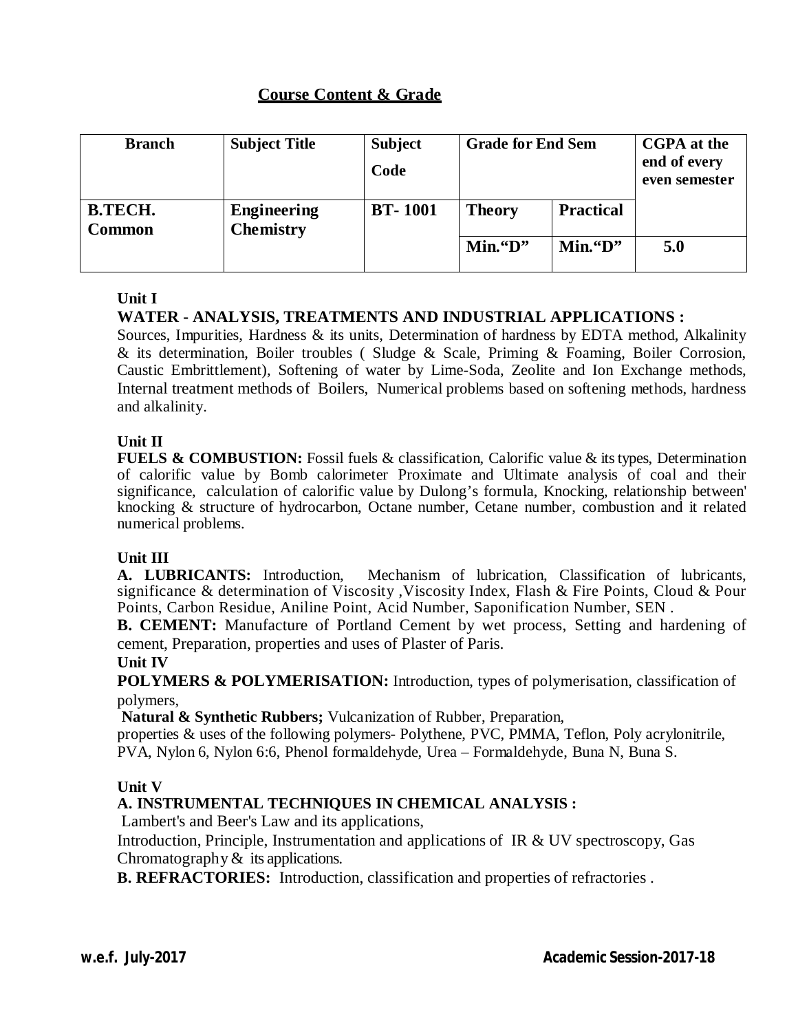## Course Content & Grade

| Branch | Subject Title | Subject Code | Grade for End Sem | | CGPA at the end of every even semester |
|---|---|---|---|---|---|
| **B.TECH. Common** | **Engineering Chemistry** | **BT- 1001** | **Theory** | **Practical** | |
| | | | **Min."D"** | **Min."D"** | **5.0** |

**Unit I**

**WATER - ANALYSIS, TREATMENTS AND INDUSTRIAL APPLICATIONS :**
Sources, Impurities, Hardness & its units, Determination of hardness by EDTA method, Alkalinity & its determination, Boiler troubles ( Sludge & Scale, Priming & Foaming, Boiler Corrosion, Caustic Embrittlement), Softening of water by Lime-Soda, Zeolite and Ion Exchange methods, Internal treatment methods of Boilers, Numerical problems based on softening methods, hardness and alkalinity.

**Unit II**

**FUELS & COMBUSTION:** Fossil fuels & classification, Calorific value & its types, Determination of calorific value by Bomb calorimeter Proximate and Ultimate analysis of coal and their significance, calculation of calorific value by Dulong's formula, Knocking, relationship between' knocking & structure of hydrocarbon, Octane number, Cetane number, combustion and it related numerical problems.

**Unit III**

**A. LUBRICANTS:** Introduction, Mechanism of lubrication, Classification of lubricants, significance & determination of Viscosity ,Viscosity Index, Flash & Fire Points, Cloud & Pour Points, Carbon Residue, Aniline Point, Acid Number, Saponification Number, SEN .

**B. CEMENT:** Manufacture of Portland Cement by wet process, Setting and hardening of cement, Preparation, properties and uses of Plaster of Paris.

**Unit IV**

**POLYMERS & POLYMERISATION:** Introduction, types of polymerisation, classification of polymers,

**Natural & Synthetic Rubbers;** Vulcanization of Rubber, Preparation,
properties & uses of the following polymers- Polythene, PVC, PMMA, Teflon, Poly acrylonitrile, PVA, Nylon 6, Nylon 6:6, Phenol formaldehyde, Urea – Formaldehyde, Buna N, Buna S.

**Unit V**

**A. INSTRUMENTAL TECHNIQUES IN CHEMICAL ANALYSIS :**
Lambert's and Beer's Law and its applications,
Introduction, Principle, Instrumentation and applications of IR & UV spectroscopy, Gas Chromatography & its applications.

**B. REFRACTORIES:** Introduction, classification and properties of refractories .

**w.e.f. July-2017** **Academic Session-2017-18**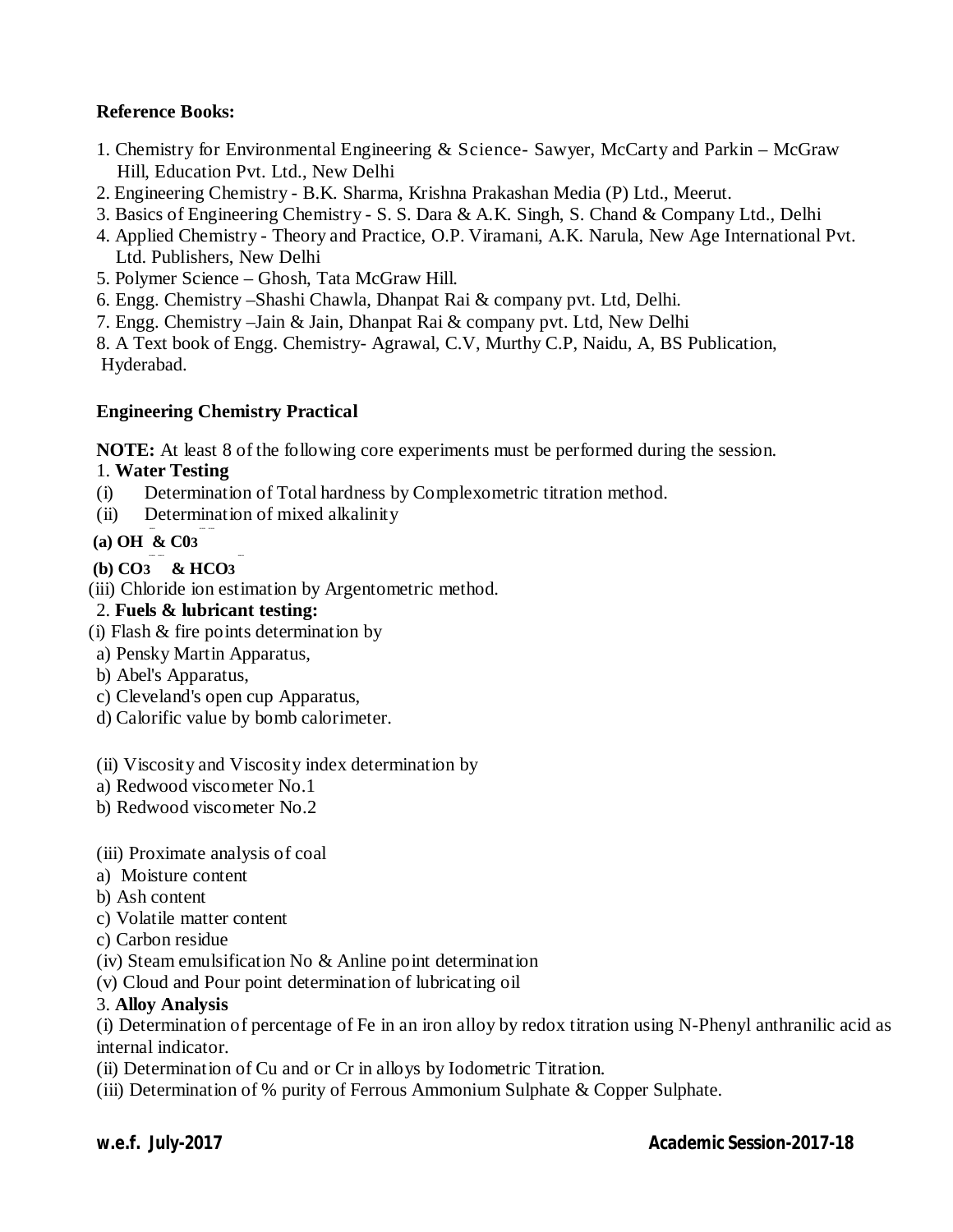**Reference Books:**

1. Chemistry for Environmental Engineering & Science- Sawyer, McCarty and Parkin – McGraw Hill, Education Pvt. Ltd., New Delhi
2. Engineering Chemistry - B.K. Sharma, Krishna Prakashan Media (P) Ltd., Meerut.
3. Basics of Engineering Chemistry - S. S. Dara & A.K. Singh, S. Chand & Company Ltd., Delhi
4. Applied Chemistry - Theory and Practice, O.P. Viramani, A.K. Narula, New Age International Pvt. Ltd. Publishers, New Delhi
5. Polymer Science – Ghosh, Tata McGraw Hill.
6. Engg. Chemistry –Shashi Chawla, Dhanpat Rai & company pvt. Ltd, Delhi.
7. Engg. Chemistry –Jain & Jain, Dhanpat Rai & company pvt. Ltd, New Delhi
8. A Text book of Engg. Chemistry- Agrawal, C.V, Murthy C.P, Naidu, A, BS Publication, Hyderabad.

**Engineering Chemistry Practical**

**NOTE:** At least 8 of the following core experiments must be performed during the session.

1. **Water Testing**

(i) Determination of Total hardness by Complexometric titration method.

(ii) Determination of mixed alkalinity

**(a) $OH^-$ & $CO_3^{--}$**

**(b) $CO_3^{--}$ & $HCO_3^-$**

(iii) Chloride ion estimation by Argentometric method.

2. **Fuels & lubricant testing:**

(i) Flash & fire points determination by

a) Pensky Martin Apparatus,

b) Abel's Apparatus,

c) Cleveland's open cup Apparatus,

d) Calorific value by bomb calorimeter.

(ii) Viscosity and Viscosity index determination by

a) Redwood viscometer No.1

b) Redwood viscometer No.2

(iii) Proximate analysis of coal

a) Moisture content

b) Ash content

c) Volatile matter content

c) Carbon residue

(iv) Steam emulsification No & Anline point determination

(v) Cloud and Pour point determination of lubricating oil

3. **Alloy Analysis**

(i) Determination of percentage of Fe in an iron alloy by redox titration using N-Phenyl anthranilic acid as internal indicator.

(ii) Determination of Cu and or Cr in alloys by Iodometric Titration.

(iii) Determination of % purity of Ferrous Ammonium Sulphate & Copper Sulphate.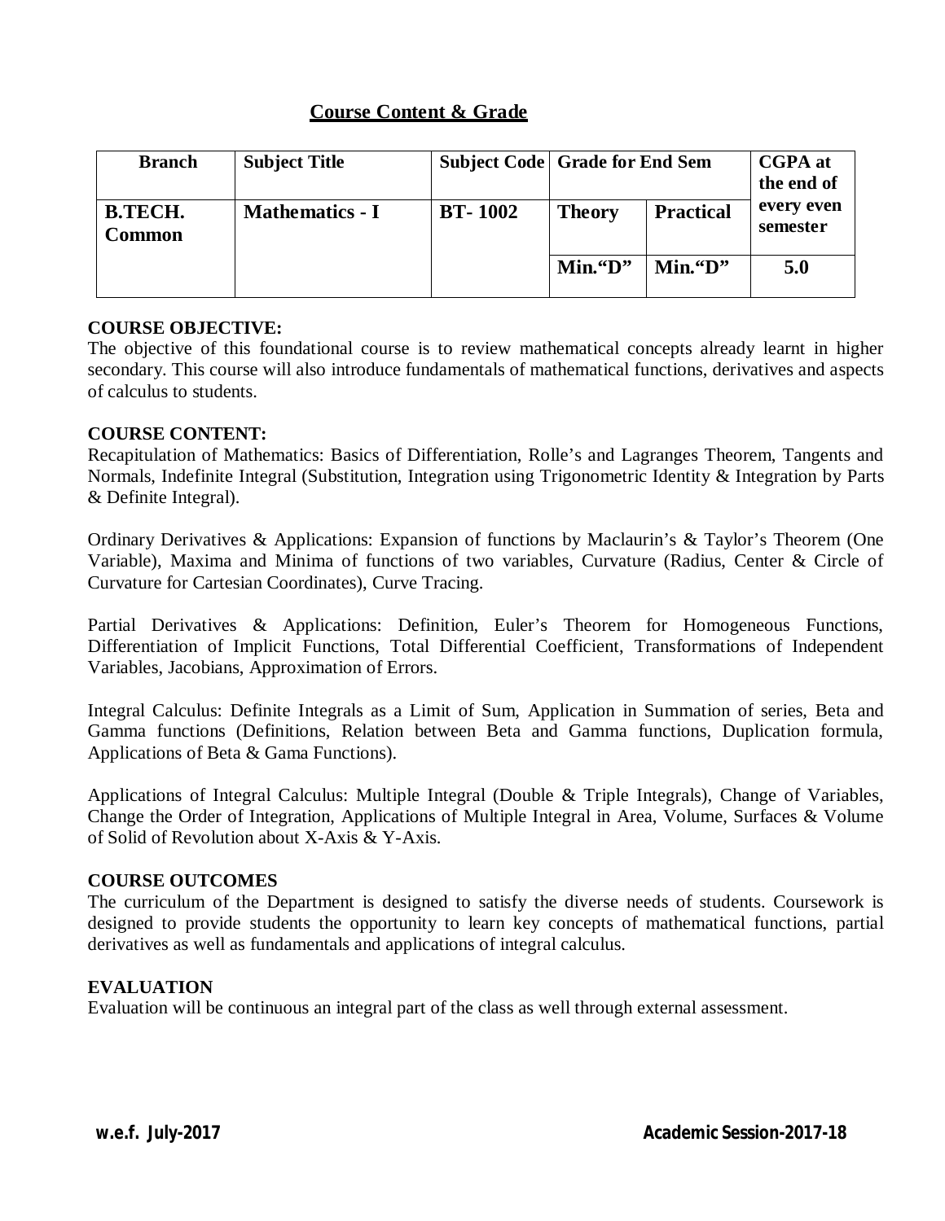## Course Content & Grade

| Branch | Subject Title | Subject Code | Grade for End Sem | | CGPA at the end of every even semester |
|---|---|---|---|---|---|
| B.TECH. Common | Mathematics - I | BT- 1002 | Theory | Practical | |
| | | | Min."D" | Min."D" | 5.0 |

**COURSE OBJECTIVE:**

The objective of this foundational course is to review mathematical concepts already learnt in higher secondary. This course will also introduce fundamentals of mathematical functions, derivatives and aspects of calculus to students.

**COURSE CONTENT:**

Recapitulation of Mathematics: Basics of Differentiation, Rolle's and Lagranges Theorem, Tangents and Normals, Indefinite Integral (Substitution, Integration using Trigonometric Identity & Integration by Parts & Definite Integral).

Ordinary Derivatives & Applications: Expansion of functions by Maclaurin's & Taylor's Theorem (One Variable), Maxima and Minima of functions of two variables, Curvature (Radius, Center & Circle of Curvature for Cartesian Coordinates), Curve Tracing.

Partial Derivatives & Applications: Definition, Euler's Theorem for Homogeneous Functions, Differentiation of Implicit Functions, Total Differential Coefficient, Transformations of Independent Variables, Jacobians, Approximation of Errors.

Integral Calculus: Definite Integrals as a Limit of Sum, Application in Summation of series, Beta and Gamma functions (Definitions, Relation between Beta and Gamma functions, Duplication formula, Applications of Beta & Gama Functions).

Applications of Integral Calculus: Multiple Integral (Double & Triple Integrals), Change of Variables, Change the Order of Integration, Applications of Multiple Integral in Area, Volume, Surfaces & Volume of Solid of Revolution about X-Axis & Y-Axis.

**COURSE OUTCOMES**

The curriculum of the Department is designed to satisfy the diverse needs of students. Coursework is designed to provide students the opportunity to learn key concepts of mathematical functions, partial derivatives as well as fundamentals and applications of integral calculus.

**EVALUATION**

Evaluation will be continuous an integral part of the class as well through external assessment.

**w.e.f. July-2017** **Academic Session-2017-18**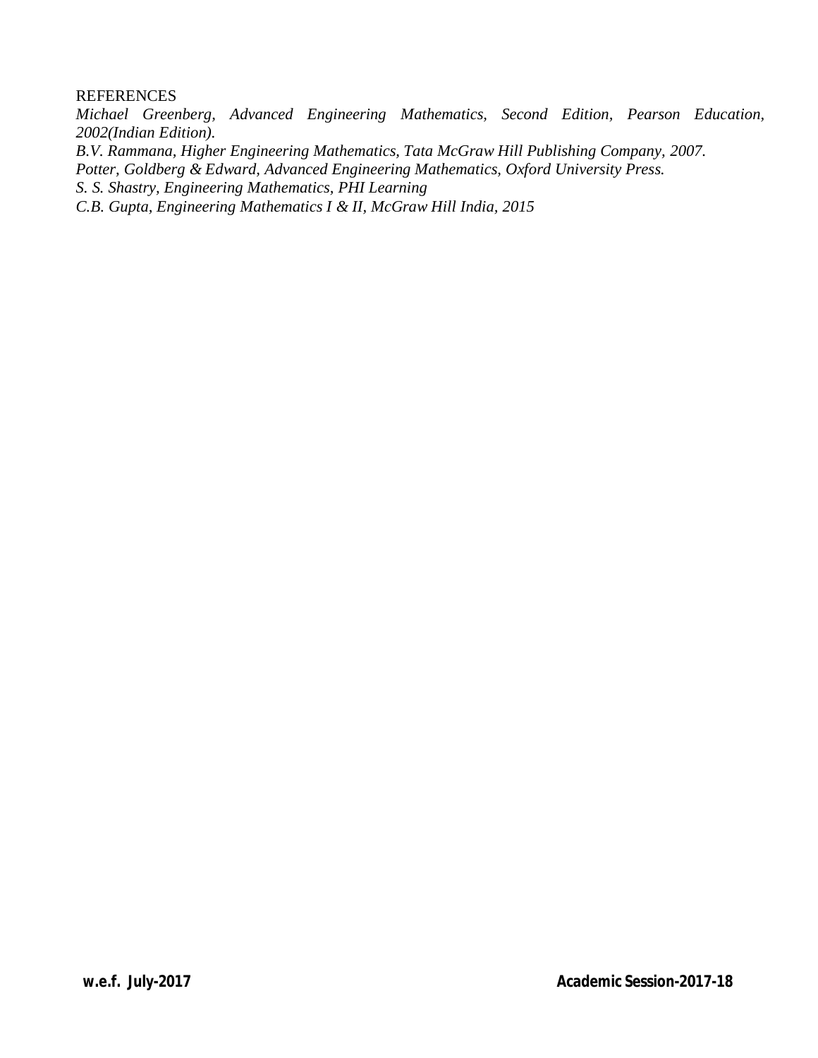REFERENCES

*Michael Greenberg, Advanced Engineering Mathematics, Second Edition, Pearson Education, 2002(Indian Edition).*

*B.V. Rammana, Higher Engineering Mathematics, Tata McGraw Hill Publishing Company, 2007.*

*Potter, Goldberg & Edward, Advanced Engineering Mathematics, Oxford University Press.*

*S. S. Shastry, Engineering Mathematics, PHI Learning*

*C.B. Gupta, Engineering Mathematics I & II, McGraw Hill India, 2015*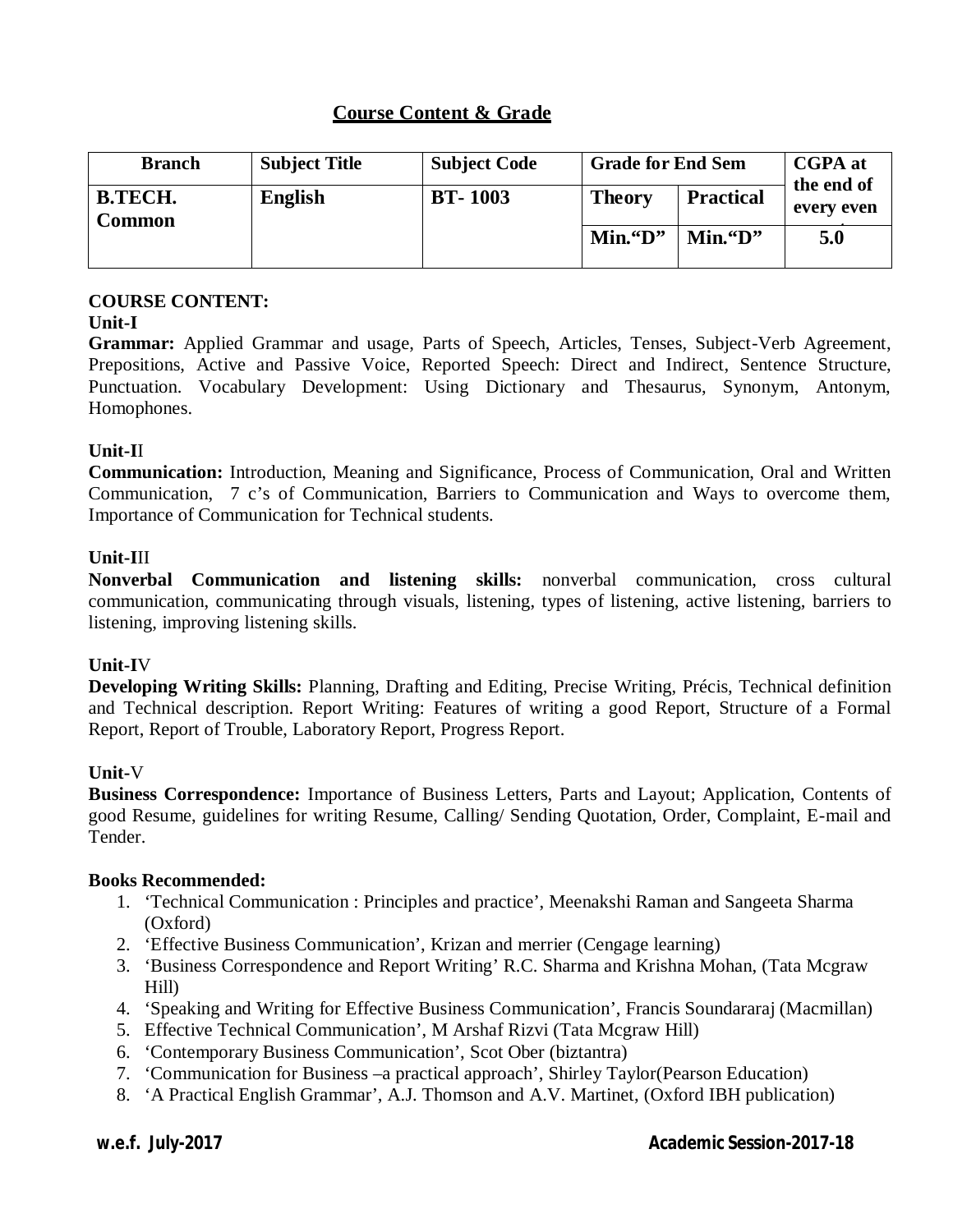## Course Content & Grade

| Branch | Subject Title | Subject Code | Grade for End Sem | | CGPA at the end of every even |
|---|---|---|---|---|---|
| B.TECH. Common | English | BT- 1003 | Theory | Practical | |
| | | | Min.“D” | Min.“D” | 5.0 |

**COURSE CONTENT:**

**Unit-I**

**Grammar:** Applied Grammar and usage, Parts of Speech, Articles, Tenses, Subject-Verb Agreement, Prepositions, Active and Passive Voice, Reported Speech: Direct and Indirect, Sentence Structure, Punctuation. Vocabulary Development: Using Dictionary and Thesaurus, Synonym, Antonym, Homophones.

**Unit-II**

**Communication:** Introduction, Meaning and Significance, Process of Communication, Oral and Written Communication, 7 c’s of Communication, Barriers to Communication and Ways to overcome them, Importance of Communication for Technical students.

**Unit-III**

**Nonverbal Communication and listening skills:** nonverbal communication, cross cultural communication, communicating through visuals, listening, types of listening, active listening, barriers to listening, improving listening skills.

**Unit-IV**

**Developing Writing Skills:** Planning, Drafting and Editing, Precise Writing, Précis, Technical definition and Technical description. Report Writing: Features of writing a good Report, Structure of a Formal Report, Report of Trouble, Laboratory Report, Progress Report.

**Unit-V**

**Business Correspondence:** Importance of Business Letters, Parts and Layout; Application, Contents of good Resume, guidelines for writing Resume, Calling/ Sending Quotation, Order, Complaint, E-mail and Tender.

**Books Recommended:**

1. ‘Technical Communication : Principles and practice’, Meenakshi Raman and Sangeeta Sharma (Oxford)
2. ‘Effective Business Communication’, Krizan and merrier (Cengage learning)
3. ‘Business Correspondence and Report Writing’ R.C. Sharma and Krishna Mohan, (Tata Mcgraw Hill)
4. ‘Speaking and Writing for Effective Business Communication’, Francis Soundararaj (Macmillan)
5. Effective Technical Communication’, M Arshaf Rizvi (Tata Mcgraw Hill)
6. ‘Contemporary Business Communication’, Scot Ober (biztantra)
7. ‘Communication for Business –a practical approach’, Shirley Taylor(Pearson Education)
8. ‘A Practical English Grammar’, A.J. Thomson and A.V. Martinet, (Oxford IBH publication)

**w.e.f. July-2017** **Academic Session-2017-18**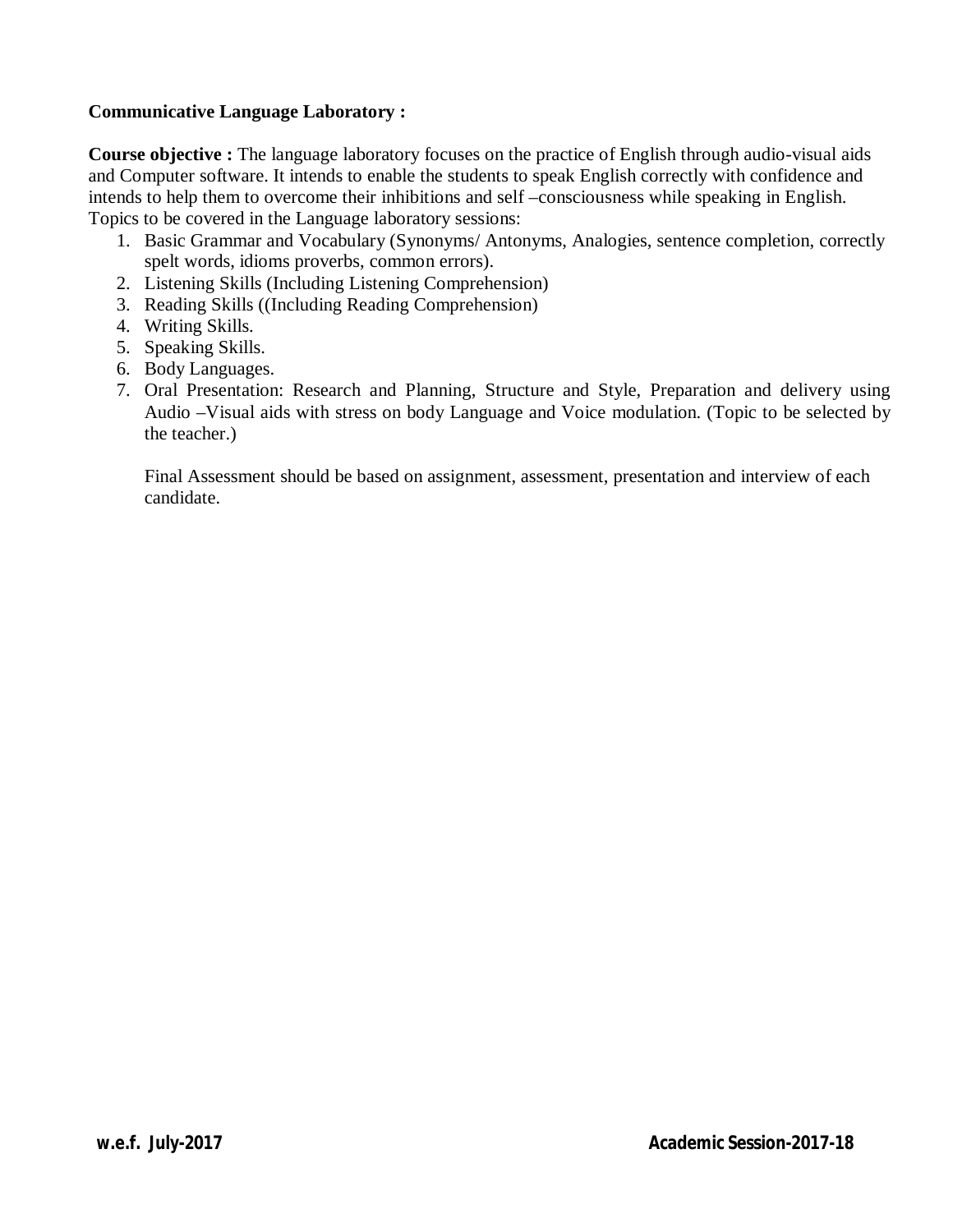**Communicative Language Laboratory :**

**Course objective :** The language laboratory focuses on the practice of English through audio-visual aids and Computer software. It intends to enable the students to speak English correctly with confidence and intends to help them to overcome their inhibitions and self –consciousness while speaking in English. Topics to be covered in the Language laboratory sessions:

1. Basic Grammar and Vocabulary (Synonyms/ Antonyms, Analogies, sentence completion, correctly spelt words, idioms proverbs, common errors).
2. Listening Skills (Including Listening Comprehension)
3. Reading Skills ((Including Reading Comprehension)
4. Writing Skills.
5. Speaking Skills.
6. Body Languages.
7. Oral Presentation: Research and Planning, Structure and Style, Preparation and delivery using Audio –Visual aids with stress on body Language and Voice modulation. (Topic to be selected by the teacher.)

   Final Assessment should be based on assignment, assessment, presentation and interview of each candidate.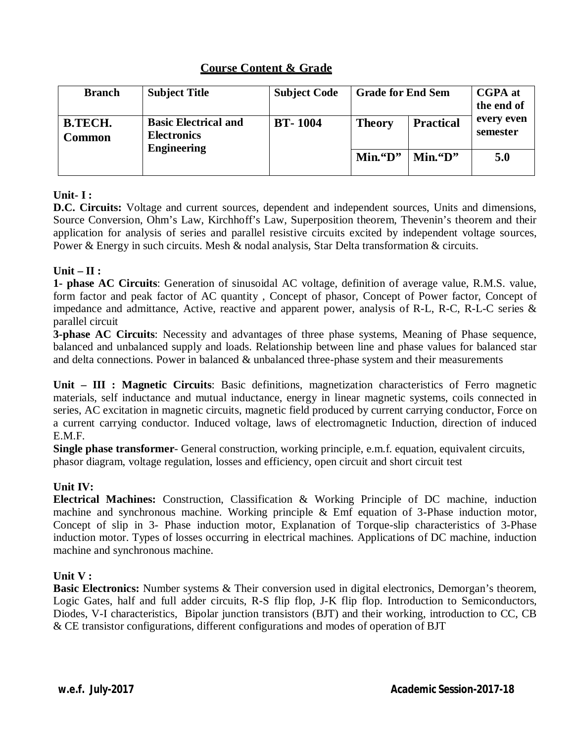## Course Content & Grade

| Branch | Subject Title | Subject Code | Grade for End Sem | | CGPA at the end of every even semester |
|---|---|---|---|---|---|
| **B.TECH. Common** | **Basic Electrical and Electronics Engineering** | **BT- 1004** | **Theory** | **Practical** | |
| | | | **Min."D"** | **Min."D"** | **5.0** |

**Unit- I :**

**D.C. Circuits:** Voltage and current sources, dependent and independent sources, Units and dimensions, Source Conversion, Ohm's Law, Kirchhoff's Law, Superposition theorem, Thevenin's theorem and their application for analysis of series and parallel resistive circuits excited by independent voltage sources, Power & Energy in such circuits. Mesh & nodal analysis, Star Delta transformation & circuits.

**Unit – II :**

**1- phase AC Circuits**: Generation of sinusoidal AC voltage, definition of average value, R.M.S. value, form factor and peak factor of AC quantity , Concept of phasor, Concept of Power factor, Concept of impedance and admittance, Active, reactive and apparent power, analysis of R-L, R-C, R-L-C series & parallel circuit

**3-phase AC Circuits**: Necessity and advantages of three phase systems, Meaning of Phase sequence, balanced and unbalanced supply and loads. Relationship between line and phase values for balanced star and delta connections. Power in balanced & unbalanced three-phase system and their measurements

**Unit – III : Magnetic Circuits**: Basic definitions, magnetization characteristics of Ferro magnetic materials, self inductance and mutual inductance, energy in linear magnetic systems, coils connected in series, AC excitation in magnetic circuits, magnetic field produced by current carrying conductor, Force on a current carrying conductor. Induced voltage, laws of electromagnetic Induction, direction of induced E.M.F.

**Single phase transformer**- General construction, working principle, e.m.f. equation, equivalent circuits, phasor diagram, voltage regulation, losses and efficiency, open circuit and short circuit test

**Unit IV:**

**Electrical Machines:** Construction, Classification & Working Principle of DC machine, induction machine and synchronous machine. Working principle & Emf equation of 3-Phase induction motor, Concept of slip in 3- Phase induction motor, Explanation of Torque-slip characteristics of 3-Phase induction motor. Types of losses occurring in electrical machines. Applications of DC machine, induction machine and synchronous machine.

**Unit V :**

**Basic Electronics:** Number systems & Their conversion used in digital electronics, Demorgan's theorem, Logic Gates, half and full adder circuits, R-S flip flop, J-K flip flop. Introduction to Semiconductors, Diodes, V-I characteristics, Bipolar junction transistors (BJT) and their working, introduction to CC, CB & CE transistor configurations, different configurations and modes of operation of BJT

**w.e.f. July-2017** **Academic Session-2017-18**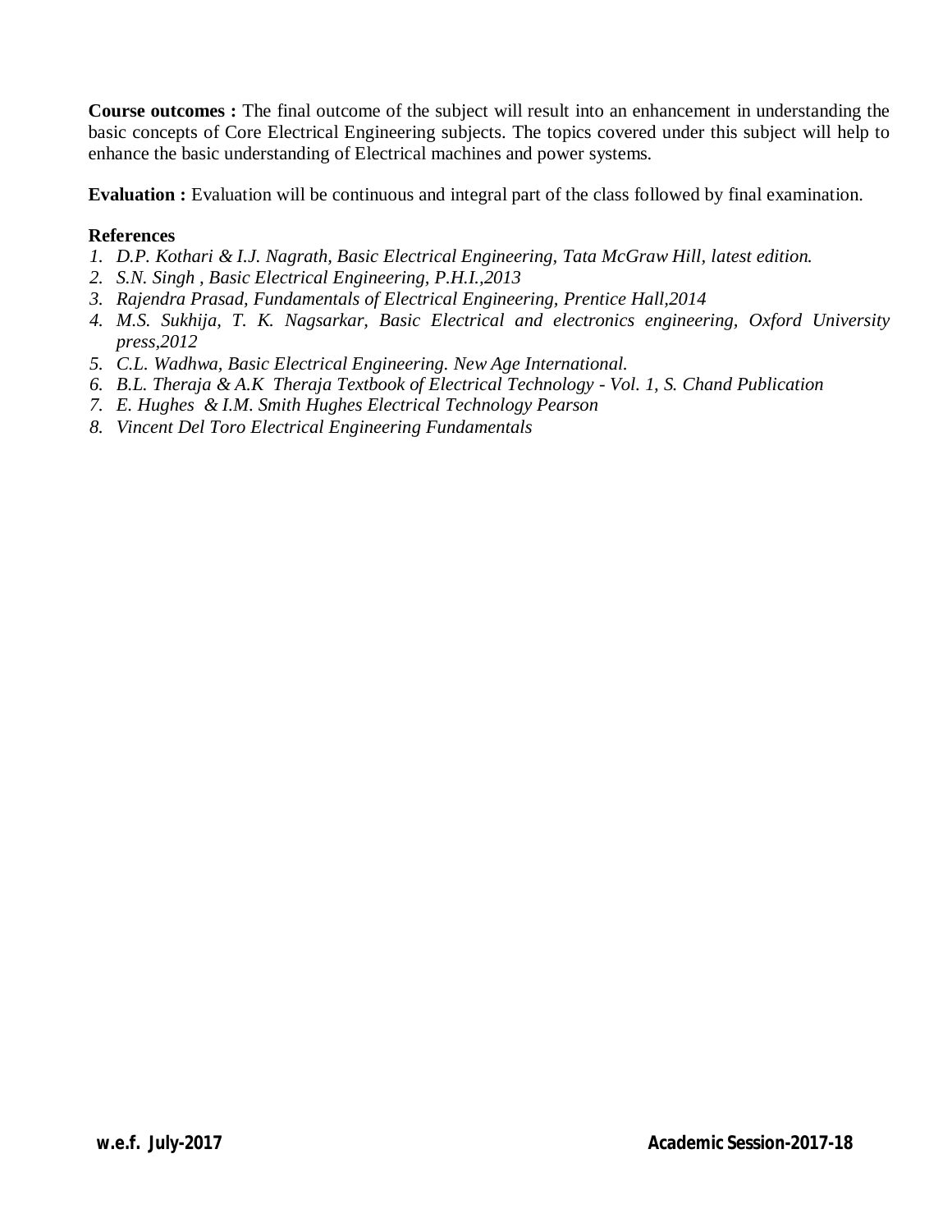**Course outcomes :** The final outcome of the subject will result into an enhancement in understanding the basic concepts of Core Electrical Engineering subjects. The topics covered under this subject will help to enhance the basic understanding of Electrical machines and power systems.

**Evaluation :** Evaluation will be continuous and integral part of the class followed by final examination.

**References**

1. *D.P. Kothari & I.J. Nagrath, Basic Electrical Engineering, Tata McGraw Hill, latest edition.*
2. *S.N. Singh , Basic Electrical Engineering, P.H.I.,2013*
3. *Rajendra Prasad, Fundamentals of Electrical Engineering, Prentice Hall,2014*
4. *M.S. Sukhija, T. K. Nagsarkar, Basic Electrical and electronics engineering, Oxford University press,2012*
5. *C.L. Wadhwa, Basic Electrical Engineering. New Age International.*
6. *B.L. Theraja & A.K Theraja Textbook of Electrical Technology - Vol. 1, S. Chand Publication*
7. *E. Hughes & I.M. Smith Hughes Electrical Technology Pearson*
8. *Vincent Del Toro Electrical Engineering Fundamentals*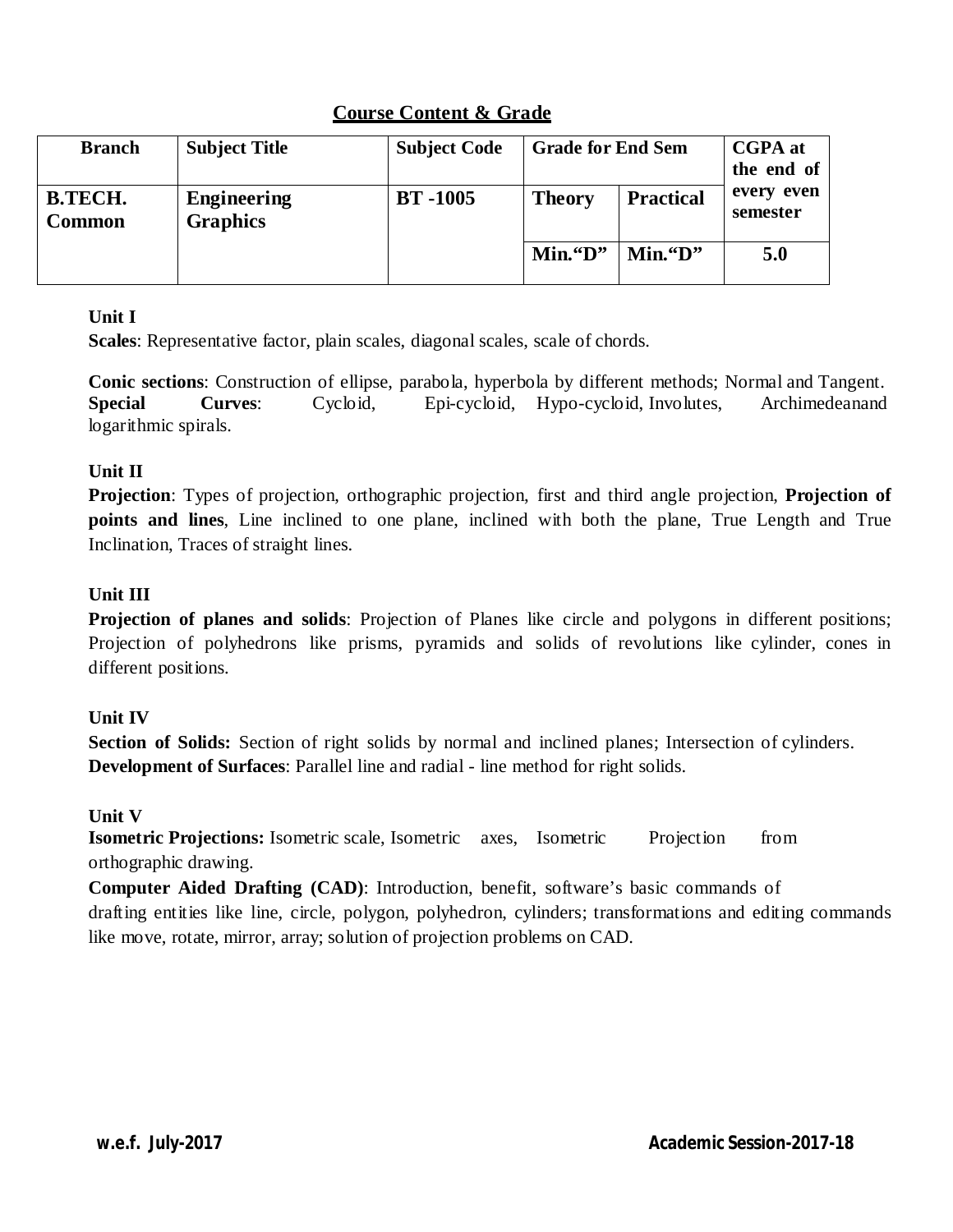## Course Content & Grade

| Branch | Subject Title | Subject Code | Grade for End Sem | | CGPA at the end of every even semester |
|---|---|---|---|---|---|
| **B.TECH. Common** | **Engineering Graphics** | **BT -1005** | **Theory** | **Practical** | |
| | | | **Min.“D”** | **Min.“D”** | **5.0** |

**Unit I**

**Scales**: Representative factor, plain scales, diagonal scales, scale of chords.

**Conic sections**: Construction of ellipse, parabola, hyperbola by different methods; Normal and Tangent. **Special Curves**: Cycloid, Epi-cycloid, Hypo-cycloid, Involutes, Archimedeanand logarithmic spirals.

**Unit II**

**Projection**: Types of projection, orthographic projection, first and third angle projection, **Projection of points and lines**, Line inclined to one plane, inclined with both the plane, True Length and True Inclination, Traces of straight lines.

**Unit III**

**Projection of planes and solids**: Projection of Planes like circle and polygons in different positions; Projection of polyhedrons like prisms, pyramids and solids of revolutions like cylinder, cones in different positions.

**Unit IV**

**Section of Solids:** Section of right solids by normal and inclined planes; Intersection of cylinders.
**Development of Surfaces**: Parallel line and radial - line method for right solids.

**Unit V**

**Isometric Projections:** Isometric scale, Isometric axes, Isometric Projection from orthographic drawing.

**Computer Aided Drafting (CAD)**: Introduction, benefit, software’s basic commands of drafting entities like line, circle, polygon, polyhedron, cylinders; transformations and editing commands like move, rotate, mirror, array; solution of projection problems on CAD.

**w.e.f. July-2017** **Academic Session-2017-18**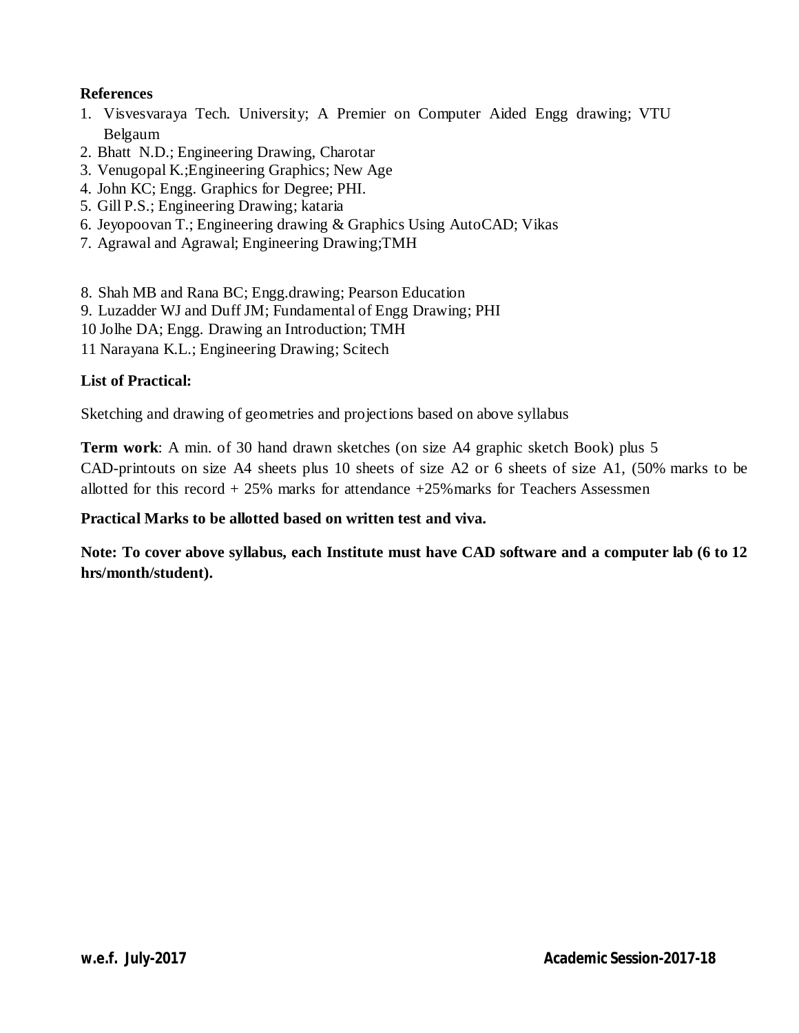**References**

1. Visvesvaraya Tech. University; A Premier on Computer Aided Engg drawing; VTU Belgaum
2. Bhatt N.D.; Engineering Drawing, Charotar
3. Venugopal K.;Engineering Graphics; New Age
4. John KC; Engg. Graphics for Degree; PHI.
5. Gill P.S.; Engineering Drawing; kataria
6. Jeyopoovan T.; Engineering drawing & Graphics Using AutoCAD; Vikas
7. Agrawal and Agrawal; Engineering Drawing;TMH
8. Shah MB and Rana BC; Engg.drawing; Pearson Education
9. Luzadder WJ and Duff JM; Fundamental of Engg Drawing; PHI

10 Jolhe DA; Engg. Drawing an Introduction; TMH

11 Narayana K.L.; Engineering Drawing; Scitech

**List of Practical:**

Sketching and drawing of geometries and projections based on above syllabus

**Term work**: A min. of 30 hand drawn sketches (on size A4 graphic sketch Book) plus 5 CAD-printouts on size A4 sheets plus 10 sheets of size A2 or 6 sheets of size A1, (50% marks to be allotted for this record + 25% marks for attendance +25%marks for Teachers Assessmen

**Practical Marks to be allotted based on written test and viva.**

**Note: To cover above syllabus, each Institute must have CAD software and a computer lab (6 to 12 hrs/month/student).**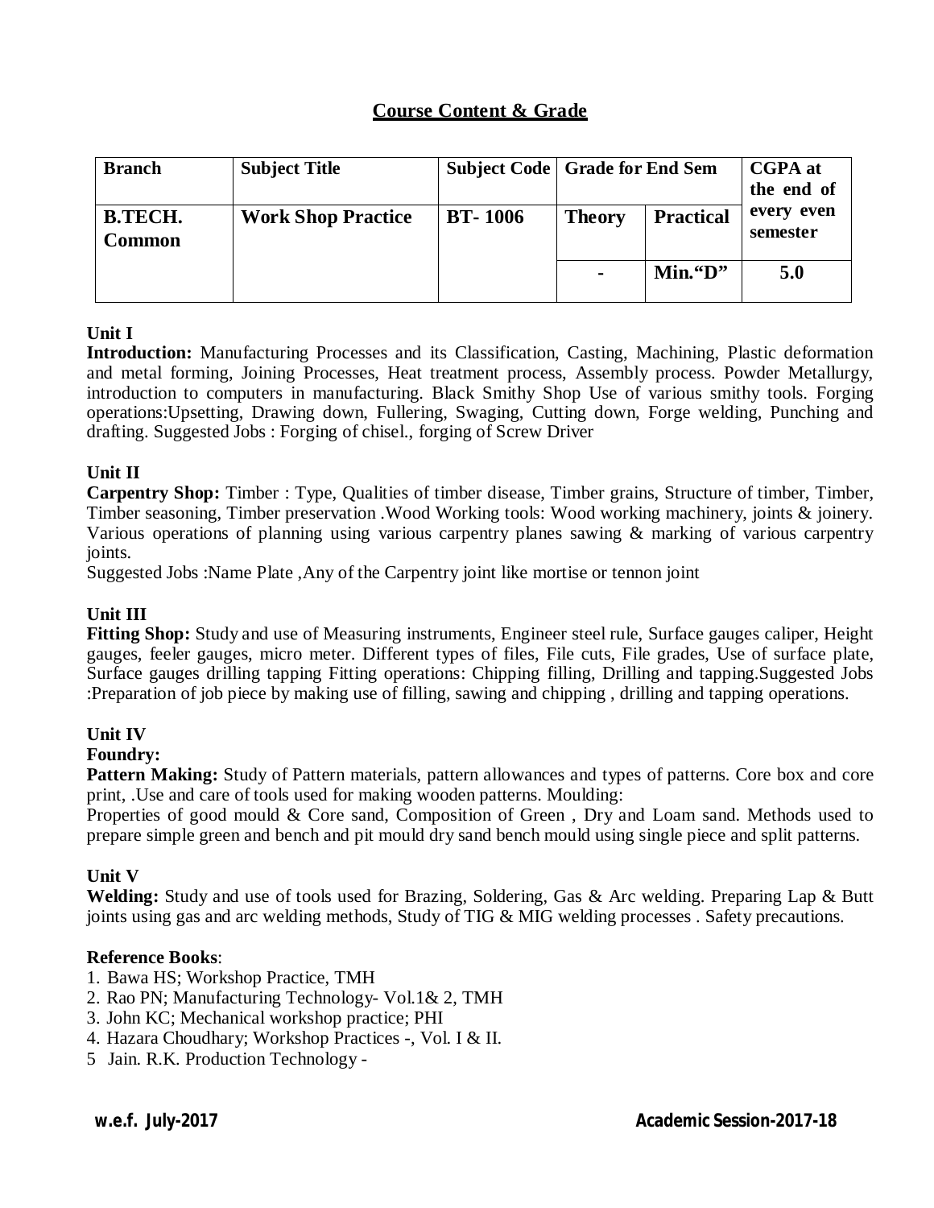# Course Content & Grade

| Branch | Subject Title | Subject Code | Grade for End Sem | | CGPA at the end of every even semester |
|---|---|---|---|---|---|
| **B.TECH. Common** | **Work Shop Practice** | **BT- 1006** | **Theory** | **Practical** | |
| | | | - | Min.“D” | 5.0 |

**Unit I**
**Introduction:** Manufacturing Processes and its Classification, Casting, Machining, Plastic deformation and metal forming, Joining Processes, Heat treatment process, Assembly process. Powder Metallurgy, introduction to computers in manufacturing. Black Smithy Shop Use of various smithy tools. Forging operations:Upsetting, Drawing down, Fullering, Swaging, Cutting down, Forge welding, Punching and drafting. Suggested Jobs : Forging of chisel., forging of Screw Driver

**Unit II**
**Carpentry Shop:** Timber : Type, Qualities of timber disease, Timber grains, Structure of timber, Timber, Timber seasoning, Timber preservation .Wood Working tools: Wood working machinery, joints & joinery. Various operations of planning using various carpentry planes sawing & marking of various carpentry joints.
Suggested Jobs :Name Plate ,Any of the Carpentry joint like mortise or tennon joint

**Unit III**
**Fitting Shop:** Study and use of Measuring instruments, Engineer steel rule, Surface gauges caliper, Height gauges, feeler gauges, micro meter. Different types of files, File cuts, File grades, Use of surface plate, Surface gauges drilling tapping Fitting operations: Chipping filling, Drilling and tapping.Suggested Jobs :Preparation of job piece by making use of filling, sawing and chipping , drilling and tapping operations.

**Unit IV**
**Foundry:**
**Pattern Making:** Study of Pattern materials, pattern allowances and types of patterns. Core box and core print, .Use and care of tools used for making wooden patterns. Moulding:
Properties of good mould & Core sand, Composition of Green , Dry and Loam sand. Methods used to prepare simple green and bench and pit mould dry sand bench mould using single piece and split patterns.

**Unit V**
**Welding:** Study and use of tools used for Brazing, Soldering, Gas & Arc welding. Preparing Lap & Butt joints using gas and arc welding methods, Study of TIG & MIG welding processes . Safety precautions.

**Reference Books**:
1. Bawa HS; Workshop Practice, TMH
2. Rao PN; Manufacturing Technology- Vol.1& 2, TMH
3. John KC; Mechanical workshop practice; PHI
4. Hazara Choudhary; Workshop Practices -, Vol. I & II.
5. Jain. R.K. Production Technology -

**w.e.f. July-2017** **Academic Session-2017-18**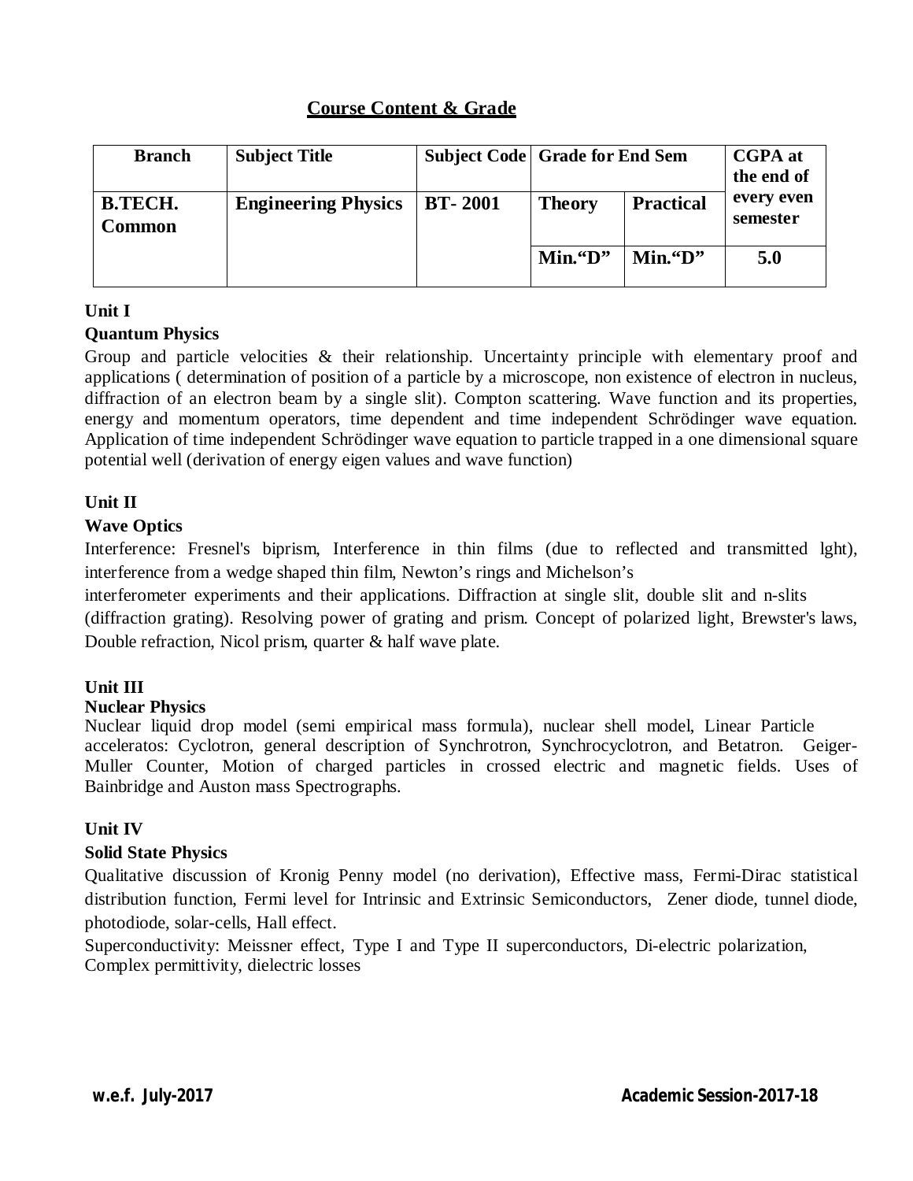## Course Content & Grade

| Branch | Subject Title | Subject Code | Grade for End Sem | | CGPA at the end of every even semester |
|---|---|---|---|---|---|
| B.TECH. Common | Engineering Physics | BT- 2001 | Theory | Practical | |
| | | | Min."D" | Min."D" | 5.0 |

**Unit I**

**Quantum Physics**

Group and particle velocities & their relationship. Uncertainty principle with elementary proof and applications ( determination of position of a particle by a microscope, non existence of electron in nucleus, diffraction of an electron beam by a single slit). Compton scattering. Wave function and its properties, energy and momentum operators, time dependent and time independent Schrödinger wave equation. Application of time independent Schrödinger wave equation to particle trapped in a one dimensional square potential well (derivation of energy eigen values and wave function)

**Unit II**

**Wave Optics**

Interference: Fresnel's biprism, Interference in thin films (due to reflected and transmitted lght), interference from a wedge shaped thin film, Newton's rings and Michelson's interferometer experiments and their applications. Diffraction at single slit, double slit and n-slits (diffraction grating). Resolving power of grating and prism. Concept of polarized light, Brewster's laws, Double refraction, Nicol prism, quarter & half wave plate.

**Unit III**

**Nuclear Physics**

Nuclear liquid drop model (semi empirical mass formula), nuclear shell model, Linear Particle acceleratos: Cyclotron, general description of Synchrotron, Synchrocyclotron, and Betatron. Geiger-Muller Counter, Motion of charged particles in crossed electric and magnetic fields. Uses of Bainbridge and Auston mass Spectrographs.

**Unit IV**

**Solid State Physics**

Qualitative discussion of Kronig Penny model (no derivation), Effective mass, Fermi-Dirac statistical distribution function, Fermi level for Intrinsic and Extrinsic Semiconductors, Zener diode, tunnel diode, photodiode, solar-cells, Hall effect.

Superconductivity: Meissner effect, Type I and Type II superconductors, Di-electric polarization, Complex permittivity, dielectric losses

**w.e.f. July-2017** **Academic Session-2017-18**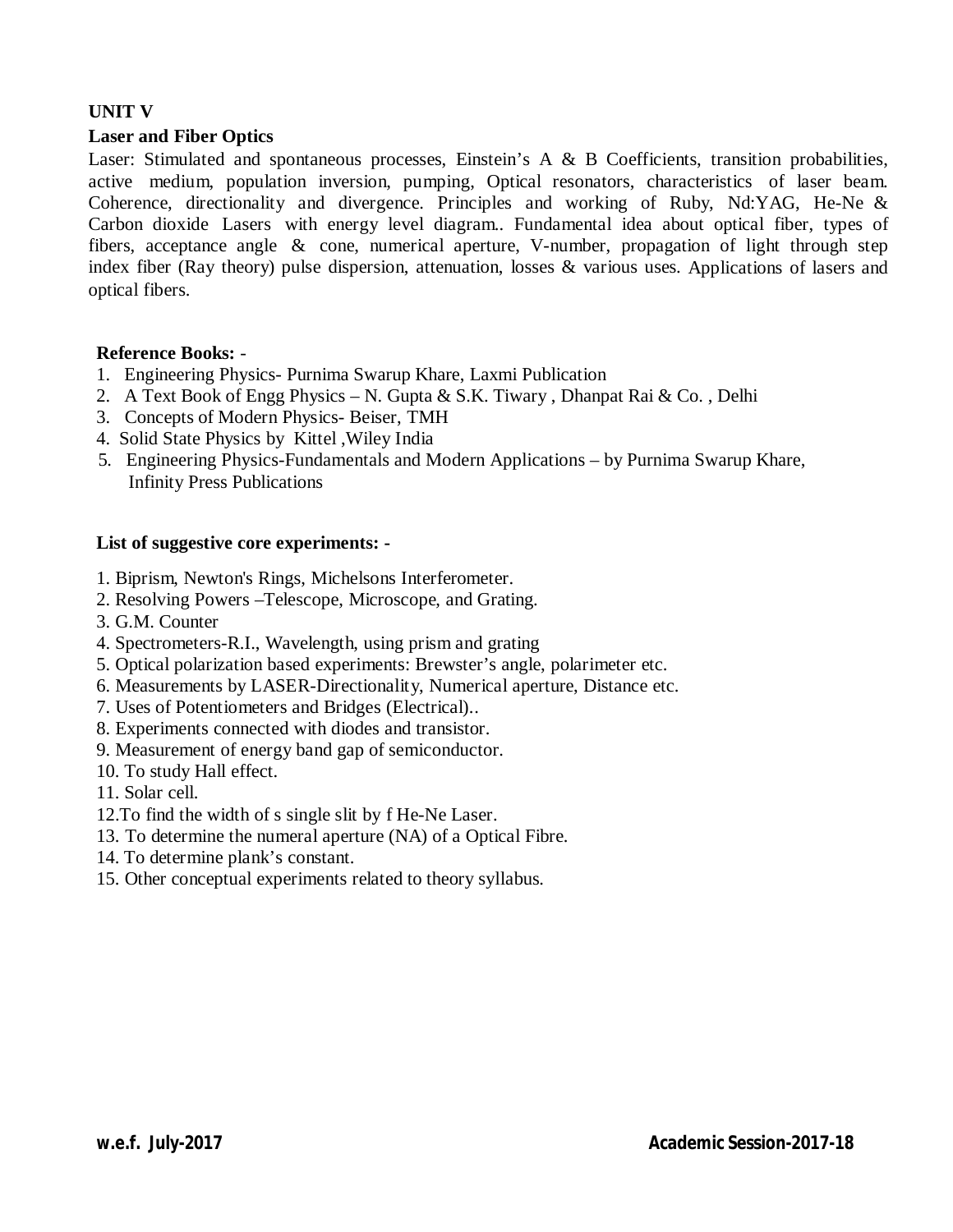### UNIT V

**Laser and Fiber Optics**

Laser: Stimulated and spontaneous processes, Einstein's A & B Coefficients, transition probabilities, active medium, population inversion, pumping, Optical resonators, characteristics of laser beam. Coherence, directionality and divergence. Principles and working of Ruby, Nd:YAG, He-Ne & Carbon dioxide Lasers with energy level diagram.. Fundamental idea about optical fiber, types of fibers, acceptance angle & cone, numerical aperture, V-number, propagation of light through step index fiber (Ray theory) pulse dispersion, attenuation, losses & various uses. Applications of lasers and optical fibers.

**Reference Books:** -

1. Engineering Physics- Purnima Swarup Khare, Laxmi Publication
2. A Text Book of Engg Physics – N. Gupta & S.K. Tiwary , Dhanpat Rai & Co. , Delhi
3. Concepts of Modern Physics- Beiser, TMH
4. Solid State Physics by Kittel ,Wiley India
5. Engineering Physics-Fundamentals and Modern Applications – by Purnima Swarup Khare, Infinity Press Publications

**List of suggestive core experiments: -**

1. Biprism, Newton's Rings, Michelsons Interferometer.
2. Resolving Powers –Telescope, Microscope, and Grating.
3. G.M. Counter
4. Spectrometers-R.I., Wavelength, using prism and grating
5. Optical polarization based experiments: Brewster's angle, polarimeter etc.
6. Measurements by LASER-Directionality, Numerical aperture, Distance etc.
7. Uses of Potentiometers and Bridges (Electrical)..
8. Experiments connected with diodes and transistor.
9. Measurement of energy band gap of semiconductor.
10. To study Hall effect.
11. Solar cell.
12. To find the width of s single slit by f He-Ne Laser.
13. To determine the numeral aperture (NA) of a Optical Fibre.
14. To determine plank's constant.
15. Other conceptual experiments related to theory syllabus.

**w.e.f. July-2017** **Academic Session-2017-18**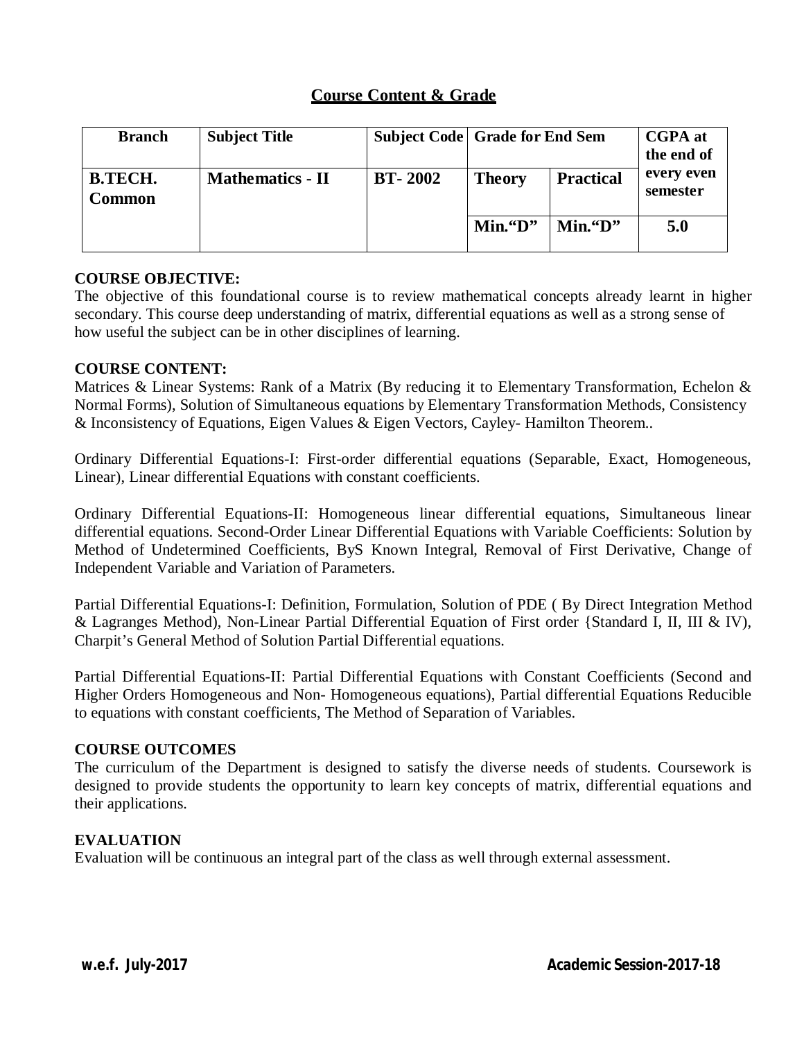## Course Content & Grade

| Branch | Subject Title | Subject Code | Grade for End Sem | | CGPA at the end of every even semester |
|---|---|---|---|---|---|
| B.TECH. Common | Mathematics - II | BT- 2002 | Theory | Practical | |
| | | | Min."D" | Min."D" | 5.0 |

**COURSE OBJECTIVE:**
The objective of this foundational course is to review mathematical concepts already learnt in higher secondary. This course deep understanding of matrix, differential equations as well as a strong sense of how useful the subject can be in other disciplines of learning.

**COURSE CONTENT:**
Matrices & Linear Systems: Rank of a Matrix (By reducing it to Elementary Transformation, Echelon & Normal Forms), Solution of Simultaneous equations by Elementary Transformation Methods, Consistency & Inconsistency of Equations, Eigen Values & Eigen Vectors, Cayley- Hamilton Theorem..

Ordinary Differential Equations-I: First-order differential equations (Separable, Exact, Homogeneous, Linear), Linear differential Equations with constant coefficients.

Ordinary Differential Equations-II: Homogeneous linear differential equations, Simultaneous linear differential equations. Second-Order Linear Differential Equations with Variable Coefficients: Solution by Method of Undetermined Coefficients, ByS Known Integral, Removal of First Derivative, Change of Independent Variable and Variation of Parameters.

Partial Differential Equations-I: Definition, Formulation, Solution of PDE ( By Direct Integration Method & Lagranges Method), Non-Linear Partial Differential Equation of First order {Standard I, II, III & IV), Charpit's General Method of Solution Partial Differential equations.

Partial Differential Equations-II: Partial Differential Equations with Constant Coefficients (Second and Higher Orders Homogeneous and Non- Homogeneous equations), Partial differential Equations Reducible to equations with constant coefficients, The Method of Separation of Variables.

**COURSE OUTCOMES**
The curriculum of the Department is designed to satisfy the diverse needs of students. Coursework is designed to provide students the opportunity to learn key concepts of matrix, differential equations and their applications.

**EVALUATION**
Evaluation will be continuous an integral part of the class as well through external assessment.

**w.e.f. July-2017** **Academic Session-2017-18**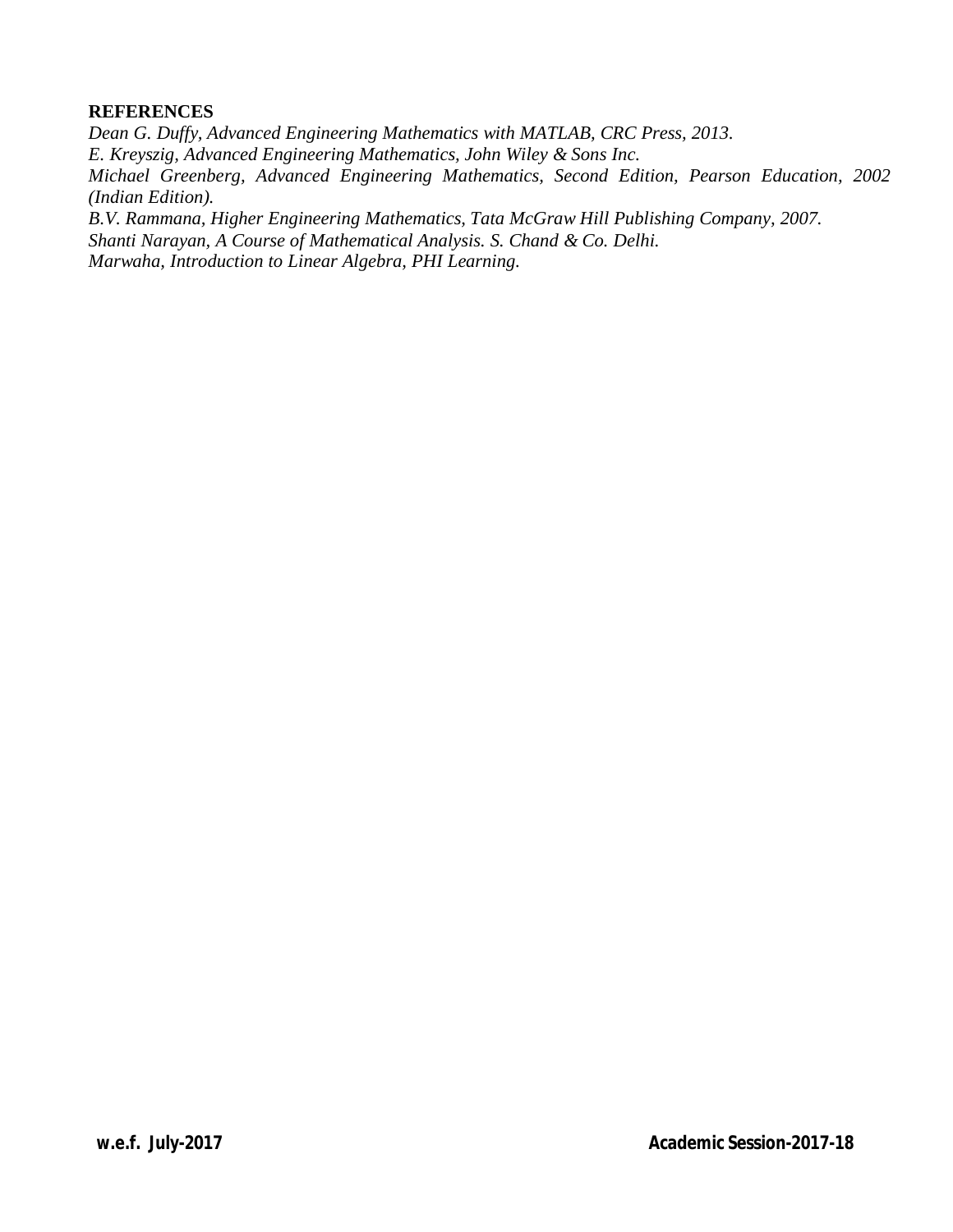**REFERENCES**

*Dean G. Duffy, Advanced Engineering Mathematics with MATLAB, CRC Press, 2013.*
*E. Kreyszig, Advanced Engineering Mathematics, John Wiley & Sons Inc.*
*Michael Greenberg, Advanced Engineering Mathematics, Second Edition, Pearson Education, 2002 (Indian Edition).*
*B.V. Rammana, Higher Engineering Mathematics, Tata McGraw Hill Publishing Company, 2007.*
*Shanti Narayan, A Course of Mathematical Analysis. S. Chand & Co. Delhi.*
*Marwaha, Introduction to Linear Algebra, PHI Learning.*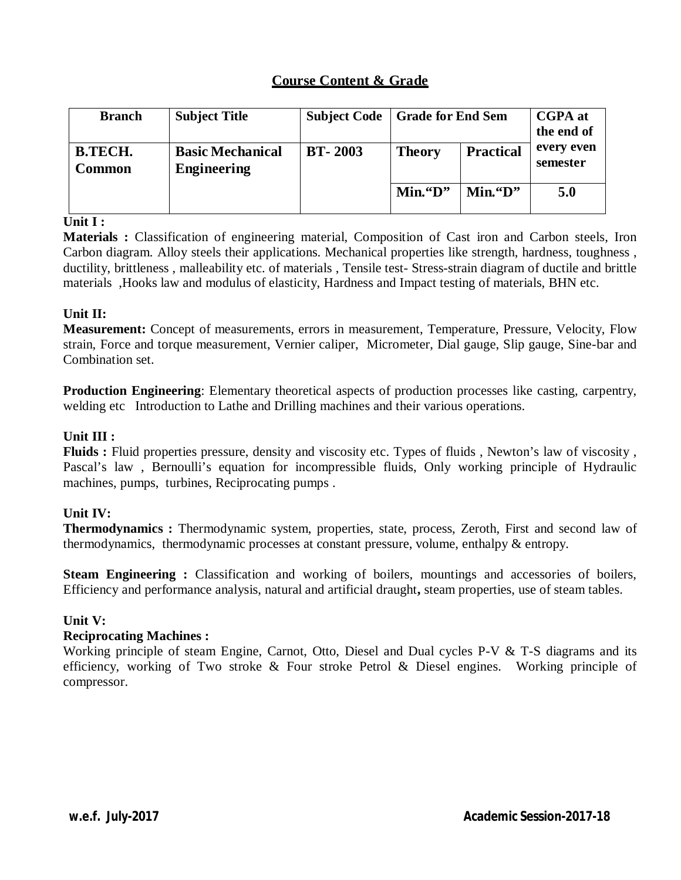## Course Content & Grade

| Branch | Subject Title | Subject Code | Grade for End Sem | | CGPA at the end of every even semester |
|---|---|---|---|---|---|
| **B.TECH. Common** | **Basic Mechanical Engineering** | **BT- 2003** | **Theory** | **Practical** | |
| | | | **Min."D"** | **Min."D"** | **5.0** |

**Unit I :**

**Materials :** Classification of engineering material, Composition of Cast iron and Carbon steels, Iron Carbon diagram. Alloy steels their applications. Mechanical properties like strength, hardness, toughness , ductility, brittleness , malleability etc. of materials , Tensile test- Stress-strain diagram of ductile and brittle materials ,Hooks law and modulus of elasticity, Hardness and Impact testing of materials, BHN etc.

**Unit II:**

**Measurement:** Concept of measurements, errors in measurement, Temperature, Pressure, Velocity, Flow strain, Force and torque measurement, Vernier caliper, Micrometer, Dial gauge, Slip gauge, Sine-bar and Combination set.

**Production Engineering**: Elementary theoretical aspects of production processes like casting, carpentry, welding etc Introduction to Lathe and Drilling machines and their various operations.

**Unit III :**

**Fluids :** Fluid properties pressure, density and viscosity etc. Types of fluids , Newton's law of viscosity , Pascal's law , Bernoulli's equation for incompressible fluids, Only working principle of Hydraulic machines, pumps, turbines, Reciprocating pumps .

**Unit IV:**

**Thermodynamics :** Thermodynamic system, properties, state, process, Zeroth, First and second law of thermodynamics, thermodynamic processes at constant pressure, volume, enthalpy & entropy.

**Steam Engineering :** Classification and working of boilers, mountings and accessories of boilers, Efficiency and performance analysis, natural and artificial draught**,** steam properties, use of steam tables.

**Unit V:**

**Reciprocating Machines :**

Working principle of steam Engine, Carnot, Otto, Diesel and Dual cycles P-V & T-S diagrams and its efficiency, working of Two stroke & Four stroke Petrol & Diesel engines. Working principle of compressor.

**w.e.f. July-2017** **Academic Session-2017-18**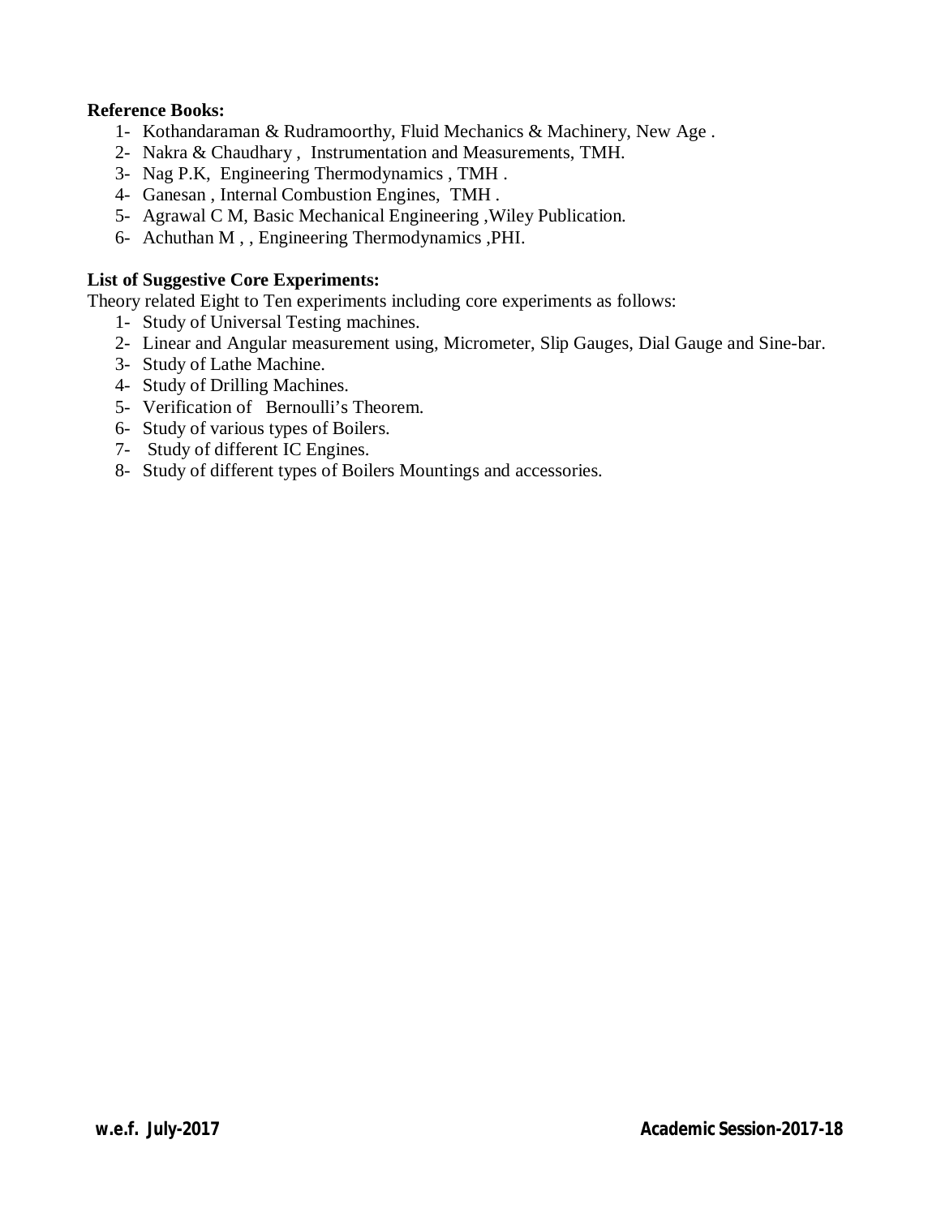**Reference Books:**

1- Kothandaraman & Rudramoorthy, Fluid Mechanics & Machinery, New Age .
2- Nakra & Chaudhary , Instrumentation and Measurements, TMH.
3- Nag P.K, Engineering Thermodynamics , TMH .
4- Ganesan , Internal Combustion Engines, TMH .
5- Agrawal C M, Basic Mechanical Engineering ,Wiley Publication.
6- Achuthan M , , Engineering Thermodynamics ,PHI.

**List of Suggestive Core Experiments:**

Theory related Eight to Ten experiments including core experiments as follows:

1- Study of Universal Testing machines.
2- Linear and Angular measurement using, Micrometer, Slip Gauges, Dial Gauge and Sine-bar.
3- Study of Lathe Machine.
4- Study of Drilling Machines.
5- Verification of Bernoulli's Theorem.
6- Study of various types of Boilers.
7- Study of different IC Engines.
8- Study of different types of Boilers Mountings and accessories.

**w.e.f. July-2017** **Academic Session-2017-18**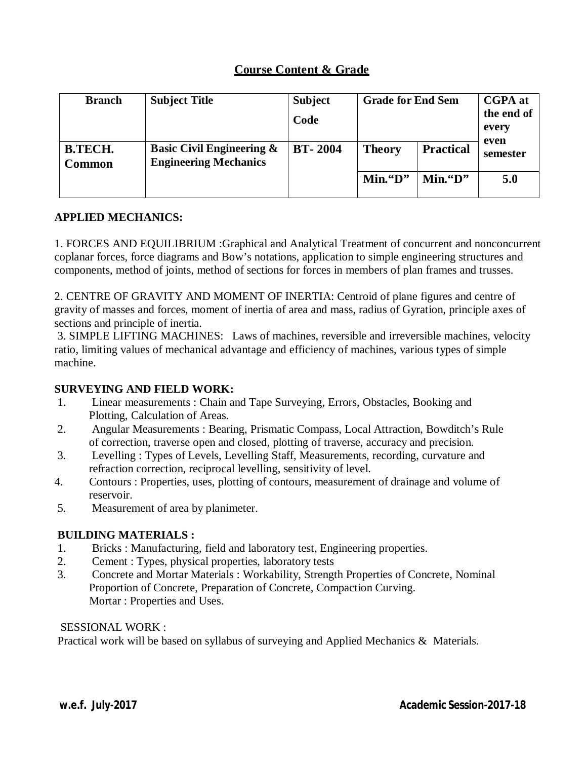## Course Content & Grade

| Branch | Subject Title | Subject Code | Grade for End Sem | | CGPA at the end of every even semester |
|---|---|---|---|---|---|
| B.TECH. Common | Basic Civil Engineering & Engineering Mechanics | BT- 2004 | Theory | Practical | |
| | | | Min.“D” | Min.“D” | 5.0 |

**APPLIED MECHANICS:**

1. FORCES AND EQUILIBRIUM :Graphical and Analytical Treatment of concurrent and nonconcurrent coplanar forces, force diagrams and Bow’s notations, application to simple engineering structures and components, method of joints, method of sections for forces in members of plan frames and trusses.

2. CENTRE OF GRAVITY AND MOMENT OF INERTIA: Centroid of plane figures and centre of gravity of masses and forces, moment of inertia of area and mass, radius of Gyration, principle axes of sections and principle of inertia.

3. SIMPLE LIFTING MACHINES: Laws of machines, reversible and irreversible machines, velocity ratio, limiting values of mechanical advantage and efficiency of machines, various types of simple machine.

**SURVEYING AND FIELD WORK:**

1. Linear measurements : Chain and Tape Surveying, Errors, Obstacles, Booking and Plotting, Calculation of Areas.
2. Angular Measurements : Bearing, Prismatic Compass, Local Attraction, Bowditch’s Rule of correction, traverse open and closed, plotting of traverse, accuracy and precision.
3. Levelling : Types of Levels, Levelling Staff, Measurements, recording, curvature and refraction correction, reciprocal levelling, sensitivity of level.
4. Contours : Properties, uses, plotting of contours, measurement of drainage and volume of reservoir.
5. Measurement of area by planimeter.

**BUILDING MATERIALS :**

1. Bricks : Manufacturing, field and laboratory test, Engineering properties.
2. Cement : Types, physical properties, laboratory tests
3. Concrete and Mortar Materials : Workability, Strength Properties of Concrete, Nominal Proportion of Concrete, Preparation of Concrete, Compaction Curving.
   Mortar : Properties and Uses.

SESSIONAL WORK :

Practical work will be based on syllabus of surveying and Applied Mechanics & Materials.

**w.e.f. July-2017** **Academic Session-2017-18**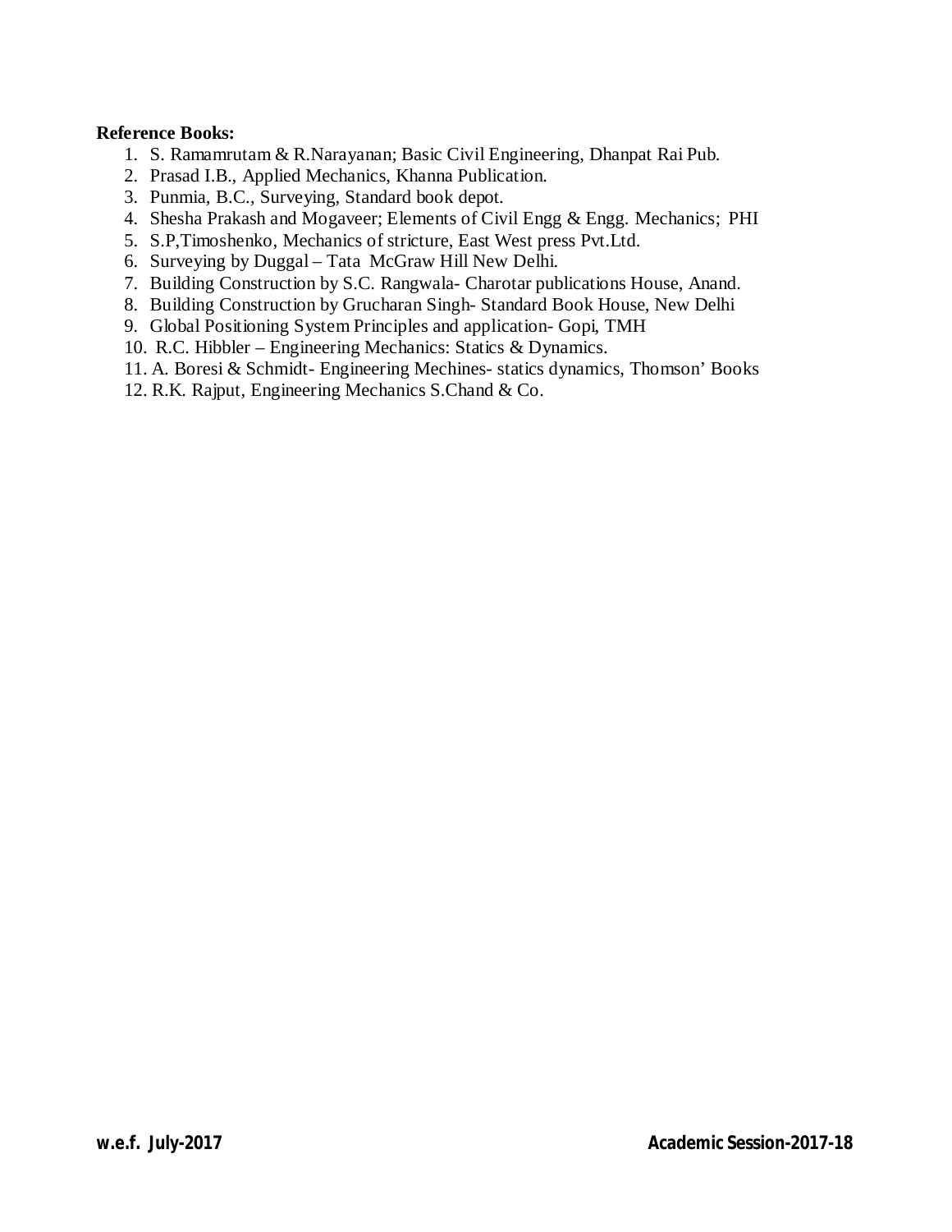**Reference Books:**

1. S. Ramamrutam & R.Narayanan; Basic Civil Engineering, Dhanpat Rai Pub.
2. Prasad I.B., Applied Mechanics, Khanna Publication.
3. Punmia, B.C., Surveying, Standard book depot.
4. Shesha Prakash and Mogaveer; Elements of Civil Engg & Engg. Mechanics; PHI
5. S.P,Timoshenko, Mechanics of stricture, East West press Pvt.Ltd.
6. Surveying by Duggal – Tata McGraw Hill New Delhi.
7. Building Construction by S.C. Rangwala- Charotar publications House, Anand.
8. Building Construction by Grucharan Singh- Standard Book House, New Delhi
9. Global Positioning System Principles and application- Gopi, TMH
10. R.C. Hibbler – Engineering Mechanics: Statics & Dynamics.
11. A. Boresi & Schmidt- Engineering Mechines- statics dynamics, Thomson' Books
12. R.K. Rajput, Engineering Mechanics S.Chand & Co.

**w.e.f. July-2017** **Academic Session-2017-18**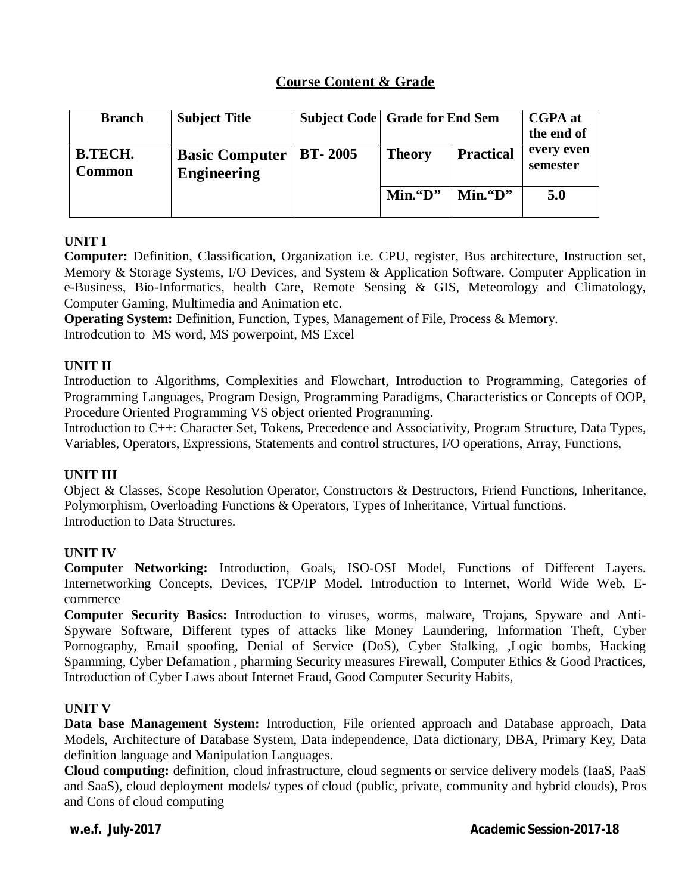## Course Content & Grade

| Branch | Subject Title | Subject Code | Grade for End Sem | | CGPA at the end of every even semester |
|---|---|---|---|---|---|
| B.TECH. Common | Basic Computer Engineering | BT- 2005 | Theory | Practical | |
| | | | Min."D" | Min."D" | 5.0 |

**UNIT I**

**Computer:** Definition, Classification, Organization i.e. CPU, register, Bus architecture, Instruction set, Memory & Storage Systems, I/O Devices, and System & Application Software. Computer Application in e-Business, Bio-Informatics, health Care, Remote Sensing & GIS, Meteorology and Climatology, Computer Gaming, Multimedia and Animation etc.

**Operating System:** Definition, Function, Types, Management of File, Process & Memory.

Introdcution to MS word, MS powerpoint, MS Excel

**UNIT II**

Introduction to Algorithms, Complexities and Flowchart, Introduction to Programming, Categories of Programming Languages, Program Design, Programming Paradigms, Characteristics or Concepts of OOP, Procedure Oriented Programming VS object oriented Programming.

Introduction to C++: Character Set, Tokens, Precedence and Associativity, Program Structure, Data Types, Variables, Operators, Expressions, Statements and control structures, I/O operations, Array, Functions,

**UNIT III**

Object & Classes, Scope Resolution Operator, Constructors & Destructors, Friend Functions, Inheritance, Polymorphism, Overloading Functions & Operators, Types of Inheritance, Virtual functions.

Introduction to Data Structures.

**UNIT IV**

**Computer Networking:** Introduction, Goals, ISO-OSI Model, Functions of Different Layers. Internetworking Concepts, Devices, TCP/IP Model. Introduction to Internet, World Wide Web, E-commerce

**Computer Security Basics:** Introduction to viruses, worms, malware, Trojans, Spyware and Anti-Spyware Software, Different types of attacks like Money Laundering, Information Theft, Cyber Pornography, Email spoofing, Denial of Service (DoS), Cyber Stalking, ,Logic bombs, Hacking Spamming, Cyber Defamation , pharming Security measures Firewall, Computer Ethics & Good Practices, Introduction of Cyber Laws about Internet Fraud, Good Computer Security Habits,

**UNIT V**

**Data base Management System:** Introduction, File oriented approach and Database approach, Data Models, Architecture of Database System, Data independence, Data dictionary, DBA, Primary Key, Data definition language and Manipulation Languages.

**Cloud computing:** definition, cloud infrastructure, cloud segments or service delivery models (IaaS, PaaS and SaaS), cloud deployment models/ types of cloud (public, private, community and hybrid clouds), Pros and Cons of cloud computing

**w.e.f. July-2017** **Academic Session-2017-18**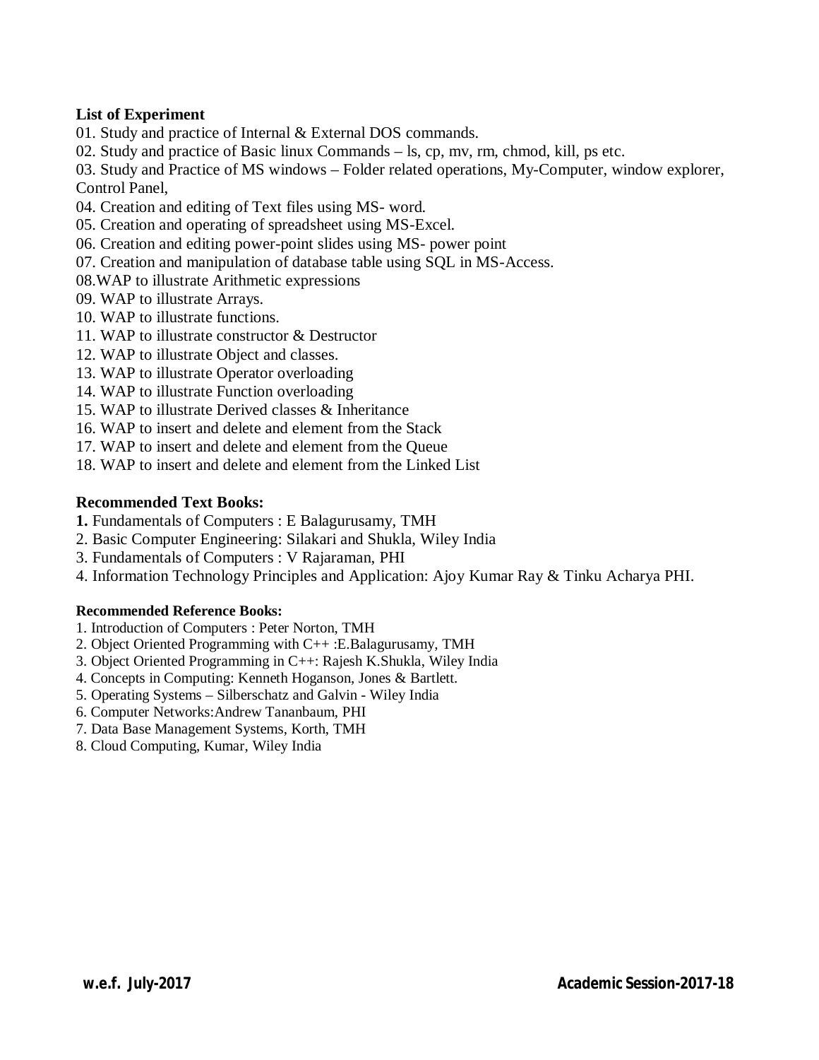**List of Experiment**

01. Study and practice of Internal & External DOS commands.
02. Study and practice of Basic linux Commands – ls, cp, mv, rm, chmod, kill, ps etc.
03. Study and Practice of MS windows – Folder related operations, My-Computer, window explorer, Control Panel,
04. Creation and editing of Text files using MS- word.
05. Creation and operating of spreadsheet using MS-Excel.
06. Creation and editing power-point slides using MS- power point
07. Creation and manipulation of database table using SQL in MS-Access.
08.WAP to illustrate Arithmetic expressions
09. WAP to illustrate Arrays.
10. WAP to illustrate functions.
11. WAP to illustrate constructor & Destructor
12. WAP to illustrate Object and classes.
13. WAP to illustrate Operator overloading
14. WAP to illustrate Function overloading
15. WAP to illustrate Derived classes & Inheritance
16. WAP to insert and delete and element from the Stack
17. WAP to insert and delete and element from the Queue
18. WAP to insert and delete and element from the Linked List

**Recommended Text Books:**

**1.** Fundamentals of Computers : E Balagurusamy, TMH
2. Basic Computer Engineering: Silakari and Shukla, Wiley India
3. Fundamentals of Computers : V Rajaraman, PHI
4. Information Technology Principles and Application: Ajoy Kumar Ray & Tinku Acharya PHI.

**Recommended Reference Books:**

1. Introduction of Computers : Peter Norton, TMH
2. Object Oriented Programming with C++ :E.Balagurusamy, TMH
3. Object Oriented Programming in C++: Rajesh K.Shukla, Wiley India
4. Concepts in Computing: Kenneth Hoganson, Jones & Bartlett.
5. Operating Systems – Silberschatz and Galvin - Wiley India
6. Computer Networks:Andrew Tananbaum, PHI
7. Data Base Management Systems, Korth, TMH
8. Cloud Computing, Kumar, Wiley India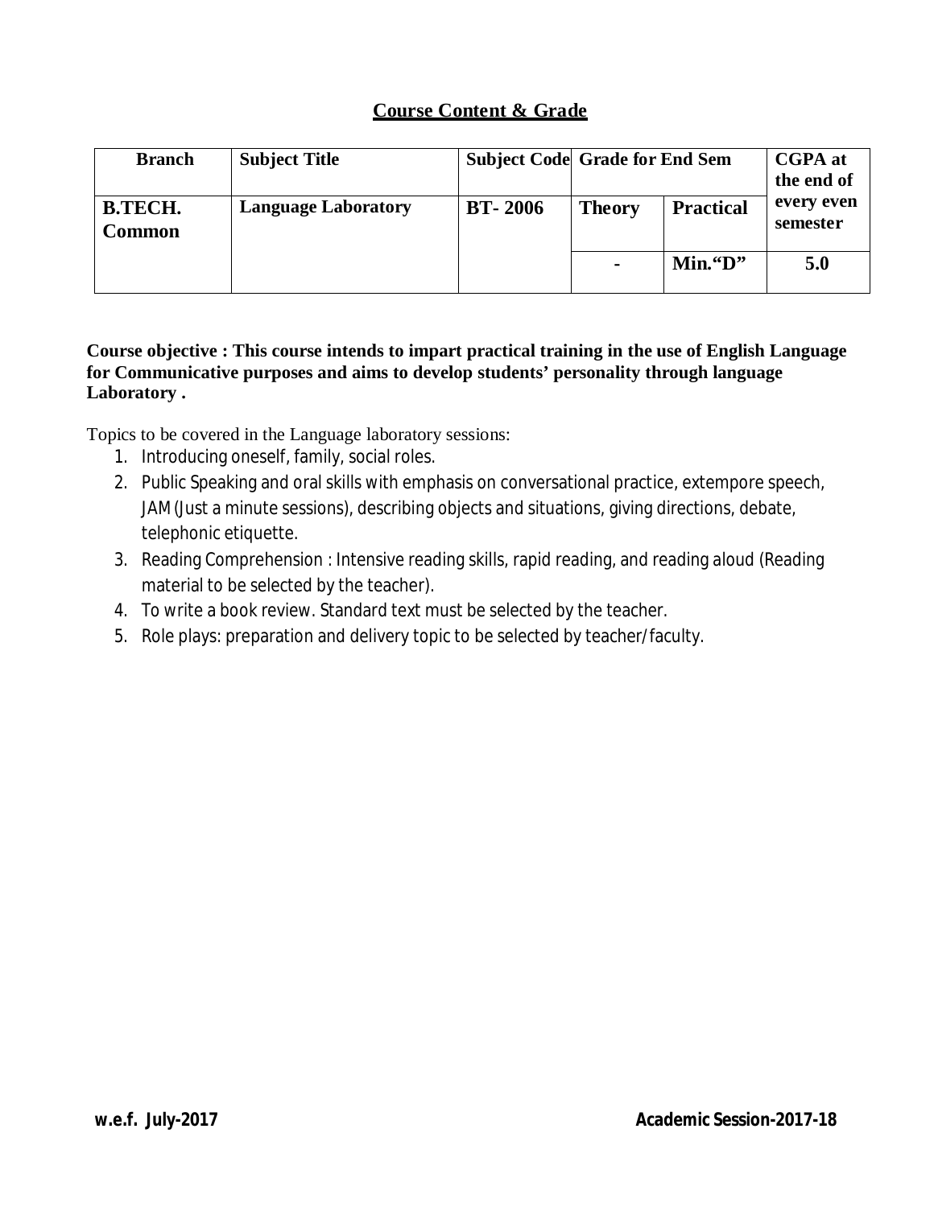## Course Content & Grade

| Branch | Subject Title | Subject Code | Grade for End Sem | | CGPA at the end of every even semester |
|---|---|---|---|---|---|
| B.TECH. Common | Language Laboratory | BT- 2006 | Theory | Practical | |
| | | | - | Min."D" | 5.0 |

**Course objective : This course intends to impart practical training in the use of English Language for Communicative purposes and aims to develop students' personality through language Laboratory .**

Topics to be covered in the Language laboratory sessions:

1. Introducing oneself, family, social roles.
2. Public Speaking and oral skills with emphasis on conversational practice, extempore speech, JAM (Just a minute sessions), describing objects and situations, giving directions, debate, telephonic etiquette.
3. Reading Comprehension : Intensive reading skills, rapid reading, and reading aloud (Reading material to be selected by the teacher).
4. To write a book review. Standard text must be selected by the teacher.
5. Role plays: preparation and delivery topic to be selected by teacher/faculty.

**w.e.f. July-2017** **Academic Session-2017-18**